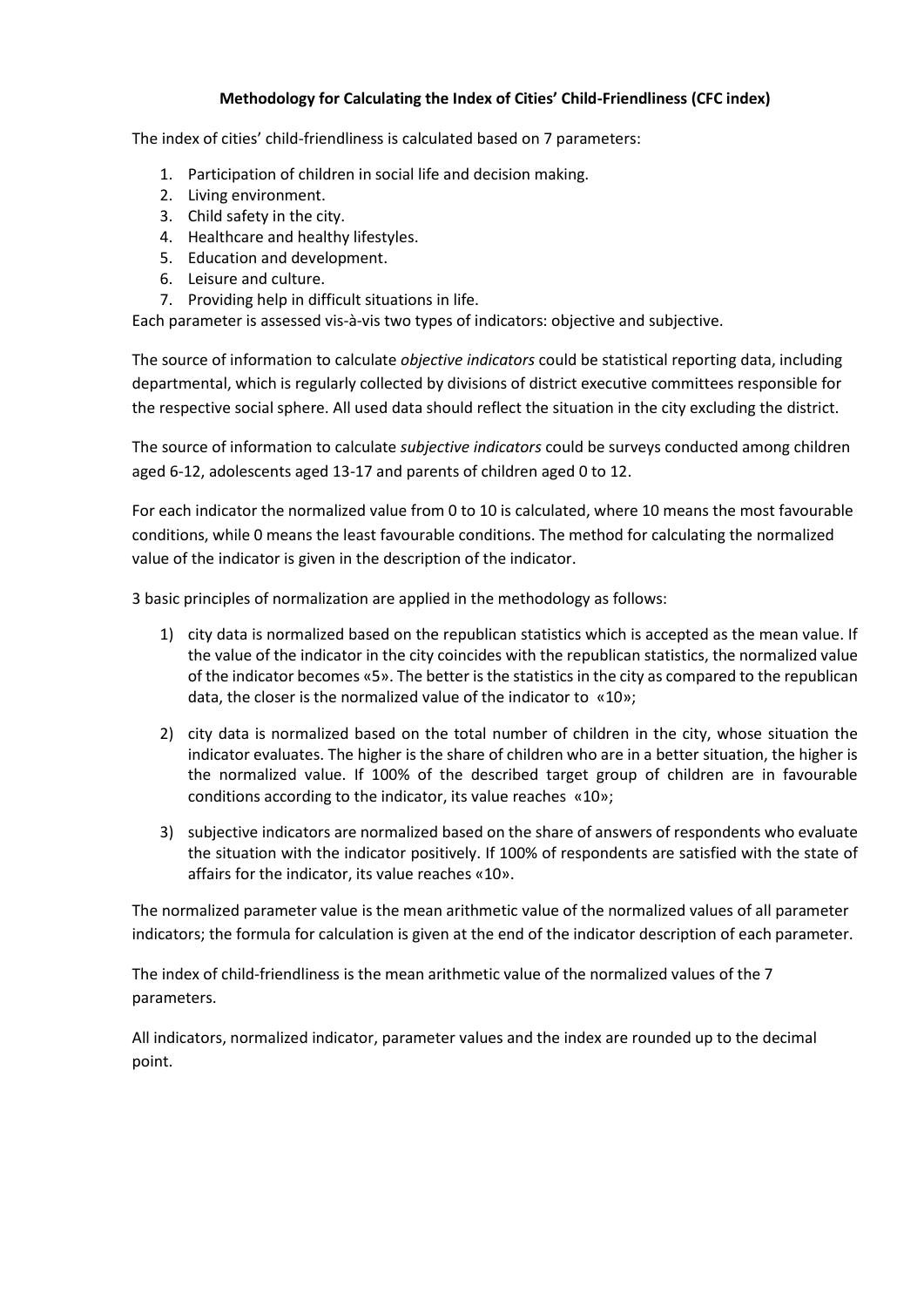# Methodology for Calculating the Index of Cities' Child-Friendliness (CFC index)

The index of cities' child-friendliness is calculated based on 7 parameters:

1. Participation of children in social life and decision making.
2. Living environment.
3. Child safety in the city.
4. Healthcare and healthy lifestyles.
5. Education and development.
6. Leisure and culture.
7. Providing help in difficult situations in life.

Each parameter is assessed vis-à-vis two types of indicators: objective and subjective.

The source of information to calculate *objective indicators* could be statistical reporting data, including departmental, which is regularly collected by divisions of district executive committees responsible for the respective social sphere. All used data should reflect the situation in the city excluding the district.

The source of information to calculate *subjective indicators* could be surveys conducted among children aged 6-12, adolescents aged 13-17 and parents of children aged 0 to 12.

For each indicator the normalized value from 0 to 10 is calculated, where 10 means the most favourable conditions, while 0 means the least favourable conditions. The method for calculating the normalized value of the indicator is given in the description of the indicator.

3 basic principles of normalization are applied in the methodology as follows:

1) city data is normalized based on the republican statistics which is accepted as the mean value. If the value of the indicator in the city coincides with the republican statistics, the normalized value of the indicator becomes «5». The better is the statistics in the city as compared to the republican data, the closer is the normalized value of the indicator to «10»;
2) city data is normalized based on the total number of children in the city, whose situation the indicator evaluates. The higher is the share of children who are in a better situation, the higher is the normalized value. If 100% of the described target group of children are in favourable conditions according to the indicator, its value reaches «10»;
3) subjective indicators are normalized based on the share of answers of respondents who evaluate the situation with the indicator positively. If 100% of respondents are satisfied with the state of affairs for the indicator, its value reaches «10».

The normalized parameter value is the mean arithmetic value of the normalized values of all parameter indicators; the formula for calculation is given at the end of the indicator description of each parameter.

The index of child-friendliness is the mean arithmetic value of the normalized values of the 7 parameters.

All indicators, normalized indicator, parameter values and the index are rounded up to the decimal point.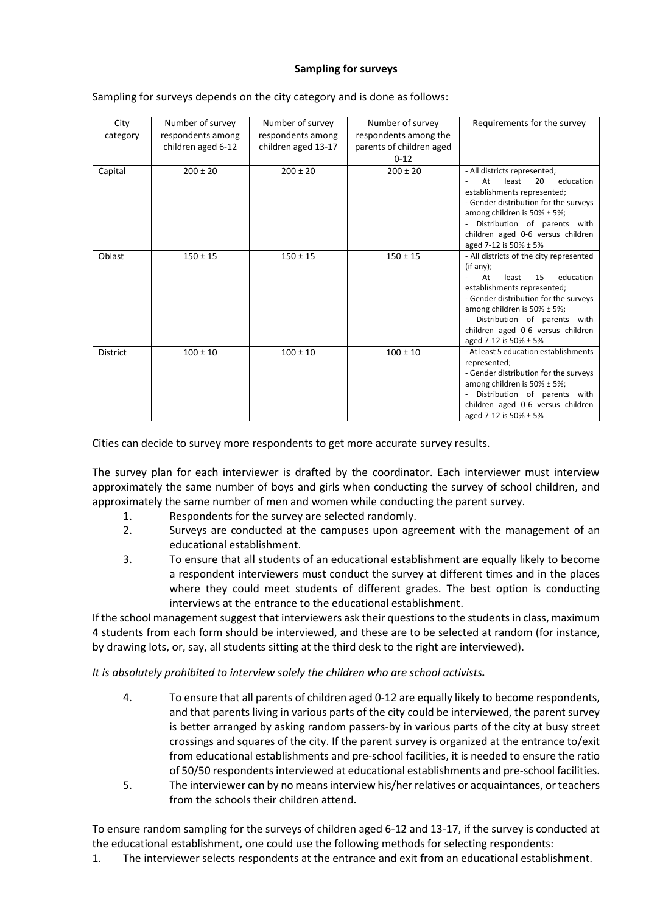**Sampling for surveys**

Sampling for surveys depends on the city category and is done as follows:

| City category | Number of survey respondents among children aged 6-12 | Number of survey respondents among children aged 13-17 | Number of survey respondents among the parents of children aged 0-12 | Requirements for the survey |
|---|---|---|---|---|
| Capital | 200 ± 20 | 200 ± 20 | 200 ± 20 | - All districts represented;<br>- At least 20 education establishments represented;<br>- Gender distribution for the surveys among children is 50% ± 5%;<br>- Distribution of parents with children aged 0-6 versus children aged 7-12 is 50% ± 5% |
| Oblast | 150 ± 15 | 150 ± 15 | 150 ± 15 | - All districts of the city represented (if any);<br>- At least 15 education establishments represented;<br>- Gender distribution for the surveys among children is 50% ± 5%;<br>- Distribution of parents with children aged 0-6 versus children aged 7-12 is 50% ± 5% |
| District | 100 ± 10 | 100 ± 10 | 100 ± 10 | - At least 5 education establishments represented;<br>- Gender distribution for the surveys among children is 50% ± 5%;<br>- Distribution of parents with children aged 0-6 versus children aged 7-12 is 50% ± 5% |

Cities can decide to survey more respondents to get more accurate survey results.

The survey plan for each interviewer is drafted by the coordinator. Each interviewer must interview approximately the same number of boys and girls when conducting the survey of school children, and approximately the same number of men and women while conducting the parent survey.

1. Respondents for the survey are selected randomly.
2. Surveys are conducted at the campuses upon agreement with the management of an educational establishment.
3. To ensure that all students of an educational establishment are equally likely to become a respondent interviewers must conduct the survey at different times and in the places where they could meet students of different grades. The best option is conducting interviews at the entrance to the educational establishment.

If the school management suggest that interviewers ask their questions to the students in class, maximum 4 students from each form should be interviewed, and these are to be selected at random (for instance, by drawing lots, or, say, all students sitting at the third desk to the right are interviewed).

*It is absolutely prohibited to interview solely the children who are school activists.*

4. To ensure that all parents of children aged 0-12 are equally likely to become respondents, and that parents living in various parts of the city could be interviewed, the parent survey is better arranged by asking random passers-by in various parts of the city at busy street crossings and squares of the city. If the parent survey is organized at the entrance to/exit from educational establishments and pre-school facilities, it is needed to ensure the ratio of 50/50 respondents interviewed at educational establishments and pre-school facilities.
5. The interviewer can by no means interview his/her relatives or acquaintances, or teachers from the schools their children attend.

To ensure random sampling for the surveys of children aged 6-12 and 13-17, if the survey is conducted at the educational establishment, one could use the following methods for selecting respondents:

1. The interviewer selects respondents at the entrance and exit from an educational establishment.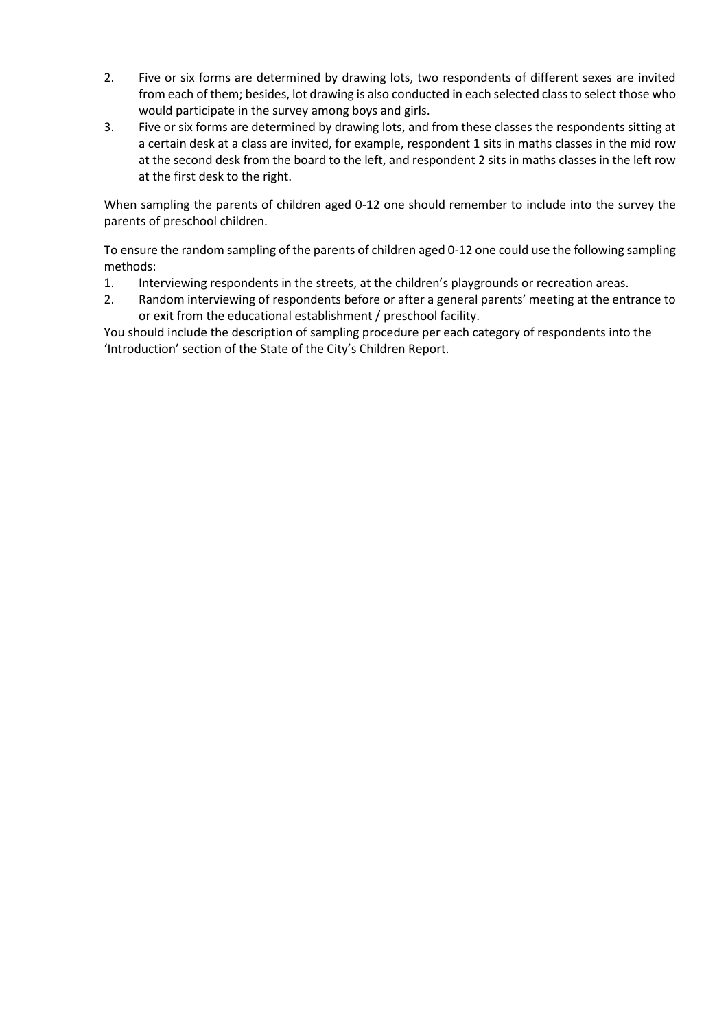2. Five or six forms are determined by drawing lots, two respondents of different sexes are invited from each of them; besides, lot drawing is also conducted in each selected class to select those who would participate in the survey among boys and girls.
3. Five or six forms are determined by drawing lots, and from these classes the respondents sitting at a certain desk at a class are invited, for example, respondent 1 sits in maths classes in the mid row at the second desk from the board to the left, and respondent 2 sits in maths classes in the left row at the first desk to the right.

When sampling the parents of children aged 0-12 one should remember to include into the survey the parents of preschool children.

To ensure the random sampling of the parents of children aged 0-12 one could use the following sampling methods:

1. Interviewing respondents in the streets, at the children's playgrounds or recreation areas.
2. Random interviewing of respondents before or after a general parents' meeting at the entrance to or exit from the educational establishment / preschool facility.

You should include the description of sampling procedure per each category of respondents into the 'Introduction' section of the State of the City's Children Report.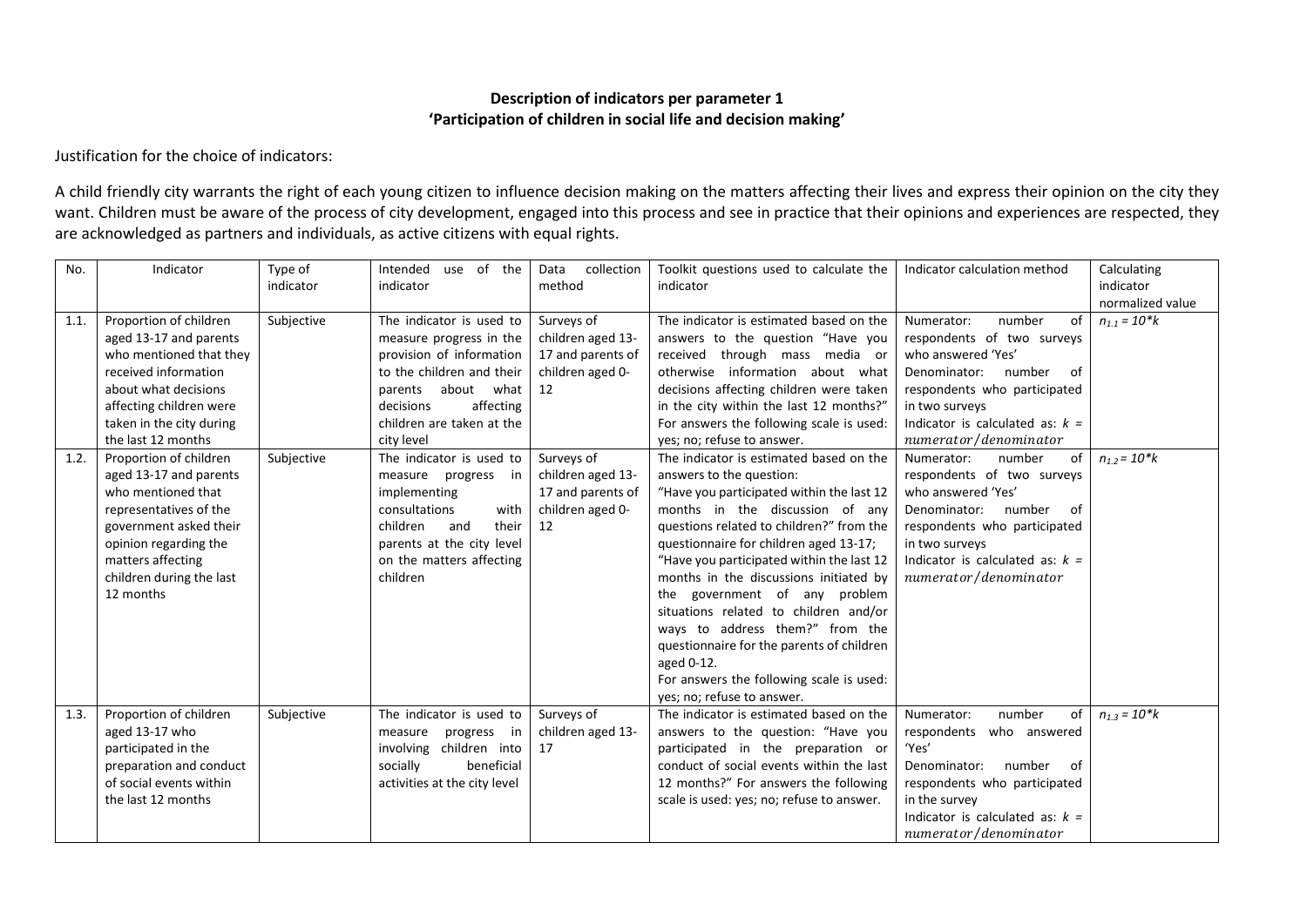**Description of indicators per parameter 1**
**'Participation of children in social life and decision making'**

Justification for the choice of indicators:

A child friendly city warrants the right of each young citizen to influence decision making on the matters affecting their lives and express their opinion on the city they want. Children must be aware of the process of city development, engaged into this process and see in practice that their opinions and experiences are respected, they are acknowledged as partners and individuals, as active citizens with equal rights.

| No. | Indicator | Type of indicator | Intended use of the indicator | Data collection method | Toolkit questions used to calculate the indicator | Indicator calculation method | Calculating indicator normalized value |
|---|---|---|---|---|---|---|---|
| 1.1. | Proportion of children aged 13-17 and parents who mentioned that they received information about what decisions affecting children were taken in the city during the last 12 months | Subjective | The indicator is used to measure progress in the provision of information to the children and their parents about what decisions affecting children are taken at the city level | Surveys of children aged 13-17 and parents of children aged 0-12 | The indicator is estimated based on the answers to the question "Have you received through mass media or otherwise information about what decisions affecting children were taken in the city within the last 12 months?" For answers the following scale is used: yes; no; refuse to answer. | Numerator: number of respondents of two surveys who answered 'Yes'<br>Denominator: number of respondents who participated in two surveys<br>Indicator is calculated as: $k = numerator/denominator$ | $n_{1.1} = 10*k$ |
| 1.2. | Proportion of children aged 13-17 and parents who mentioned that representatives of the government asked their opinion regarding the matters affecting children during the last 12 months | Subjective | The indicator is used to measure progress in implementing consultations with children and their parents at the city level on the matters affecting children | Surveys of children aged 13-17 and parents of children aged 0-12 | The indicator is estimated based on the answers to the question:<br>"Have you participated within the last 12 months in the discussion of any questions related to children?" from the questionnaire for children aged 13-17;<br>"Have you participated within the last 12 months in the discussions initiated by the government of any problem situations related to children and/or ways to address them?" from the questionnaire for the parents of children aged 0-12.<br>For answers the following scale is used: yes; no; refuse to answer. | Numerator: number of respondents of two surveys who answered 'Yes'<br>Denominator: number of respondents who participated in two surveys<br>Indicator is calculated as: $k = numerator/denominator$ | $n_{1.2} = 10*k$ |
| 1.3. | Proportion of children aged 13-17 who participated in the preparation and conduct of social events within the last 12 months | Subjective | The indicator is used to measure progress in involving children into socially beneficial activities at the city level | Surveys of children aged 13-17 | The indicator is estimated based on the answers to the question: "Have you participated in the preparation or conduct of social events within the last 12 months?" For answers the following scale is used: yes; no; refuse to answer. | Numerator: number of respondents who answered 'Yes'<br>Denominator: number of respondents who participated in the survey<br>Indicator is calculated as: $k = numerator/denominator$ | $n_{1.3} = 10*k$ |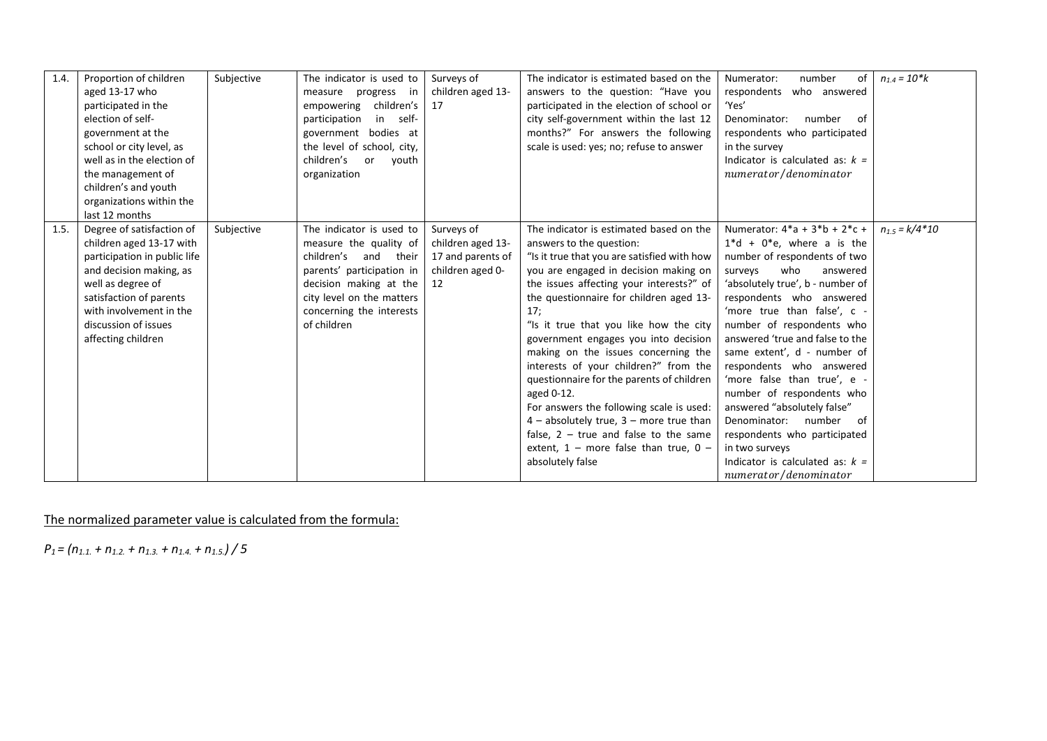| 1.4. | Proportion of children aged 13-17 who participated in the election of self-government at the school or city level, as well as in the election of the management of children's and youth organizations within the last 12 months | Subjective | The indicator is used to measure progress in empowering children's participation in self-government bodies at the level of school, city, children's or youth organization | Surveys of children aged 13-17 | The indicator is estimated based on the answers to the question: "Have you participated in the election of school or city self-government within the last 12 months?" For answers the following scale is used: yes; no; refuse to answer | Numerator: number of respondents who answered 'Yes'<br>Denominator: number of respondents who participated in the survey<br>Indicator is calculated as: $k = numerator/denominator$ | $n_{1.4} = 10*k$ |
|---|---|---|---|---|---|---|---|
| 1.5. | Degree of satisfaction of children aged 13-17 with participation in public life and decision making, as well as degree of satisfaction of parents with involvement in the discussion of issues affecting children | Subjective | The indicator is used to measure the quality of children's and their parents' participation in decision making at the city level on the matters concerning the interests of children | Surveys of children aged 13-17 and parents of children aged 0-12 | The indicator is estimated based on the answers to the question:<br>"Is it true that you are satisfied with how you are engaged in decision making on the issues affecting your interests?" of the questionnaire for children aged 13-17;<br>"Is it true that you like how the city government engages you into decision making on the issues concerning the interests of your children?" from the questionnaire for the parents of children aged 0-12.<br>For answers the following scale is used: 4 – absolutely true, 3 – more true than false, 2 – true and false to the same extent, 1 – more false than true, 0 – absolutely false | Numerator: $4*a + 3*b + 2*c + 1*d + 0*e$, where a is the number of respondents of two surveys who answered 'absolutely true', b - number of respondents who answered 'more true than false', c - number of respondents who answered 'true and false to the same extent', d - number of respondents who answered 'more false than true', e - number of respondents who answered "absolutely false"<br>Denominator: number of respondents who participated in two surveys<br>Indicator is calculated as: $k = numerator/denominator$ | $n_{1.5} = k/4*10$ |

<u>The normalized parameter value is calculated from the formula:</u>

$P_1 = (n_{1.1.} + n_{1.2.} + n_{1.3.} + n_{1.4.} + n_{1.5.}) / 5$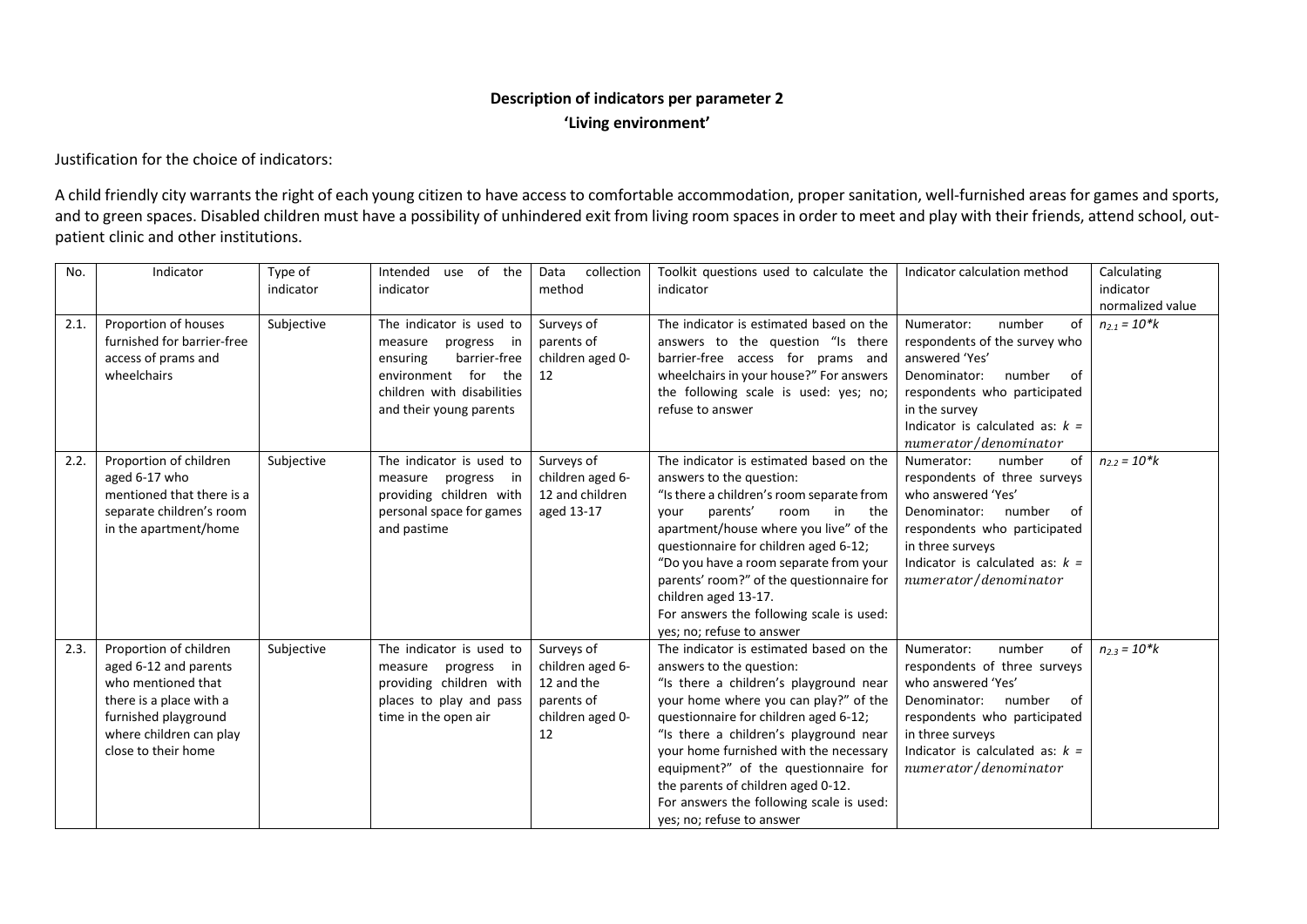**Description of indicators per parameter 2**

**'Living environment'**

Justification for the choice of indicators:

A child friendly city warrants the right of each young citizen to have access to comfortable accommodation, proper sanitation, well-furnished areas for games and sports, and to green spaces. Disabled children must have a possibility of unhindered exit from living room spaces in order to meet and play with their friends, attend school, out-patient clinic and other institutions.

| No. | Indicator | Type of indicator | Intended use of the indicator | Data collection method | Toolkit questions used to calculate the indicator | Indicator calculation method | Calculating indicator normalized value |
|---|---|---|---|---|---|---|---|
| 2.1. | Proportion of houses furnished for barrier-free access of prams and wheelchairs | Subjective | The indicator is used to measure progress in ensuring barrier-free environment for the children with disabilities and their young parents | Surveys of parents of children aged 0-12 | The indicator is estimated based on the answers to the question "Is there barrier-free access for prams and wheelchairs in your house?" For answers the following scale is used: yes; no; refuse to answer | Numerator: number of respondents of the survey who answered 'Yes' Denominator: number of respondents who participated in the survey Indicator is calculated as: $k = numerator/denominator$ | $n_{2.1} = 10*k$ |
| 2.2. | Proportion of children aged 6-17 who mentioned that there is a separate children's room in the apartment/home | Subjective | The indicator is used to measure progress in providing children with personal space for games and pastime | Surveys of children aged 6-12 and children aged 13-17 | The indicator is estimated based on the answers to the question: "Is there a children's room separate from your parents' room in the apartment/house where you live" of the questionnaire for children aged 6-12; "Do you have a room separate from your parents' room?" of the questionnaire for children aged 13-17. For answers the following scale is used: yes; no; refuse to answer | Numerator: number of respondents of three surveys who answered 'Yes' Denominator: number of respondents who participated in three surveys Indicator is calculated as: $k = numerator/denominator$ | $n_{2.2} = 10*k$ |
| 2.3. | Proportion of children aged 6-12 and parents who mentioned that there is a place with a furnished playground where children can play close to their home | Subjective | The indicator is used to measure progress in providing children with places to play and pass time in the open air | Surveys of children aged 6-12 and the parents of children aged 0-12 | The indicator is estimated based on the answers to the question: "Is there a children's playground near your home where you can play?" of the questionnaire for children aged 6-12; "Is there a children's playground near your home furnished with the necessary equipment?" of the questionnaire for the parents of children aged 0-12. For answers the following scale is used: yes; no; refuse to answer | Numerator: number of respondents of three surveys who answered 'Yes' Denominator: number of respondents who participated in three surveys Indicator is calculated as: $k = numerator/denominator$ | $n_{2.3} = 10*k$ |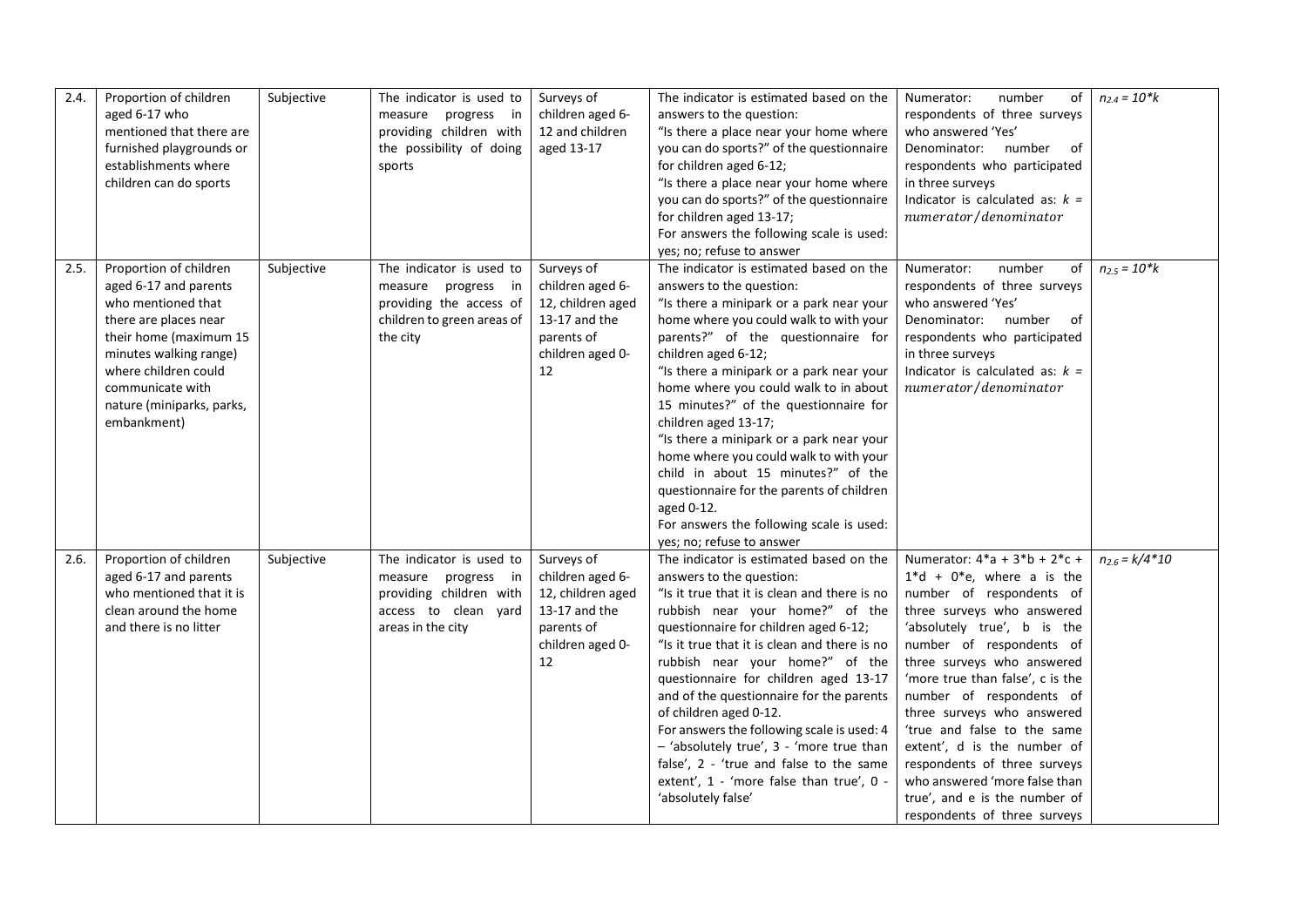| 2.4. | Proportion of children aged 6-17 who mentioned that there are furnished playgrounds or establishments where children can do sports | Subjective | The indicator is used to measure progress in providing children with the possibility of doing sports | Surveys of children aged 6-12 and children aged 13-17 | The indicator is estimated based on the answers to the question: "Is there a place near your home where you can do sports?" of the questionnaire for children aged 6-12; "Is there a place near your home where you can do sports?" of the questionnaire for children aged 13-17; For answers the following scale is used: yes; no; refuse to answer | Numerator: number of respondents of three surveys who answered 'Yes' Denominator: number of respondents who participated in three surveys Indicator is calculated as: $k = numerator/denominator$ | $n_{2.4} = 10*k$ |
|---|---|---|---|---|---|---|---|
| 2.5. | Proportion of children aged 6-17 and parents who mentioned that there are places near their home (maximum 15 minutes walking range) where children could communicate with nature (miniparks, parks, embankment) | Subjective | The indicator is used to measure progress in providing the access of children to green areas of the city | Surveys of children aged 6-12, children aged 13-17 and the parents of children aged 0-12 | The indicator is estimated based on the answers to the question: "Is there a minipark or a park near your home where you could walk to with your parents?" of the questionnaire for children aged 6-12; "Is there a minipark or a park near your home where you could walk to in about 15 minutes?" of the questionnaire for children aged 13-17; "Is there a minipark or a park near your home where you could walk to with your child in about 15 minutes?" of the questionnaire for the parents of children aged 0-12. For answers the following scale is used: yes; no; refuse to answer | Numerator: number of respondents of three surveys who answered 'Yes' Denominator: number of respondents who participated in three surveys Indicator is calculated as: $k = numerator/denominator$ | $n_{2.5} = 10*k$ |
| 2.6. | Proportion of children aged 6-17 and parents who mentioned that it is clean around the home and there is no litter | Subjective | The indicator is used to measure progress in providing children with access to clean yard areas in the city | Surveys of children aged 6-12, children aged 13-17 and the parents of children aged 0-12 | The indicator is estimated based on the answers to the question: "Is it true that it is clean and there is no rubbish near your home?" of the questionnaire for children aged 6-12; "Is it true that it is clean and there is no rubbish near your home?" of the questionnaire for children aged 13-17 and of the questionnaire for the parents of children aged 0-12. For answers the following scale is used: 4 – 'absolutely true', 3 - 'more true than false', 2 - 'true and false to the same extent', 1 - 'more false than true', 0 - 'absolutely false' | Numerator: $4*a + 3*b + 2*c + 1*d + 0*e$, where a is the number of respondents of three surveys who answered 'absolutely true', b is the number of respondents of three surveys who answered 'more true than false', c is the number of respondents of three surveys who answered 'true and false to the same extent', d is the number of respondents of three surveys who answered 'more false than true', and e is the number of respondents of three surveys | $n_{2.6} = k/4*10$ |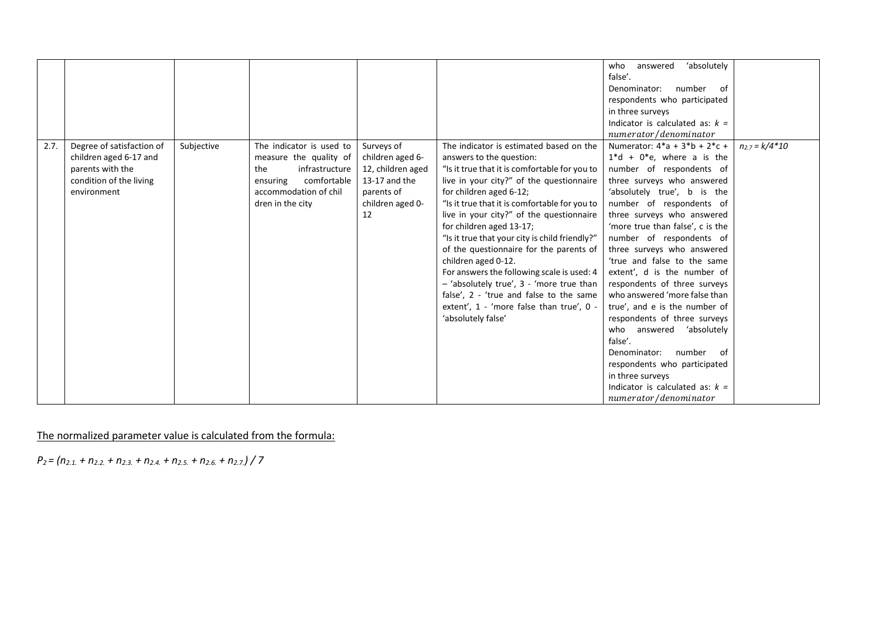|  |  |  |  |  |  | who answered 'absolutely false'.<br>Denominator: number of respondents who participated in three surveys<br>Indicator is calculated as: $k = numerator/denominator$ |  |
|---|---|---|---|---|---|---|---|
| 2.7. | Degree of satisfaction of children aged 6-17 and parents with the condition of the living environment | Subjective | The indicator is used to measure the quality of the infrastructure ensuring comfortable accommodation of chil dren in the city | Surveys of children aged 6-12, children aged 13-17 and the parents of children aged 0-12 | The indicator is estimated based on the answers to the question:<br>"Is it true that it is comfortable for you to live in your city?" of the questionnaire for children aged 6-12;<br>"Is it true that it is comfortable for you to live in your city?" of the questionnaire for children aged 13-17;<br>"Is it true that your city is child friendly?" of the questionnaire for the parents of children aged 0-12.<br>For answers the following scale is used: 4 – 'absolutely true', 3 - 'more true than false', 2 - 'true and false to the same extent', 1 - 'more false than true', 0 - 'absolutely false' | Numerator: 4*a + 3*b + 2*c + 1*d + 0*e, where a is the number of respondents of three surveys who answered 'absolutely true', b is the number of respondents of three surveys who answered 'more true than false', c is the number of respondents of three surveys who answered 'true and false to the same extent', d is the number of respondents of three surveys who answered 'more false than true', and e is the number of respondents of three surveys who answered 'absolutely false'.<br>Denominator: number of respondents who participated in three surveys<br>Indicator is calculated as: $k = numerator/denominator$ | $n_{2.7} = k/4*10$ |

The normalized parameter value is calculated from the formula:

$P_2 = (n_{2.1.} + n_{2.2.} + n_{2.3.} + n_{2.4.} + n_{2.5.} + n_{2.6.} + n_{2.7.}) / 7$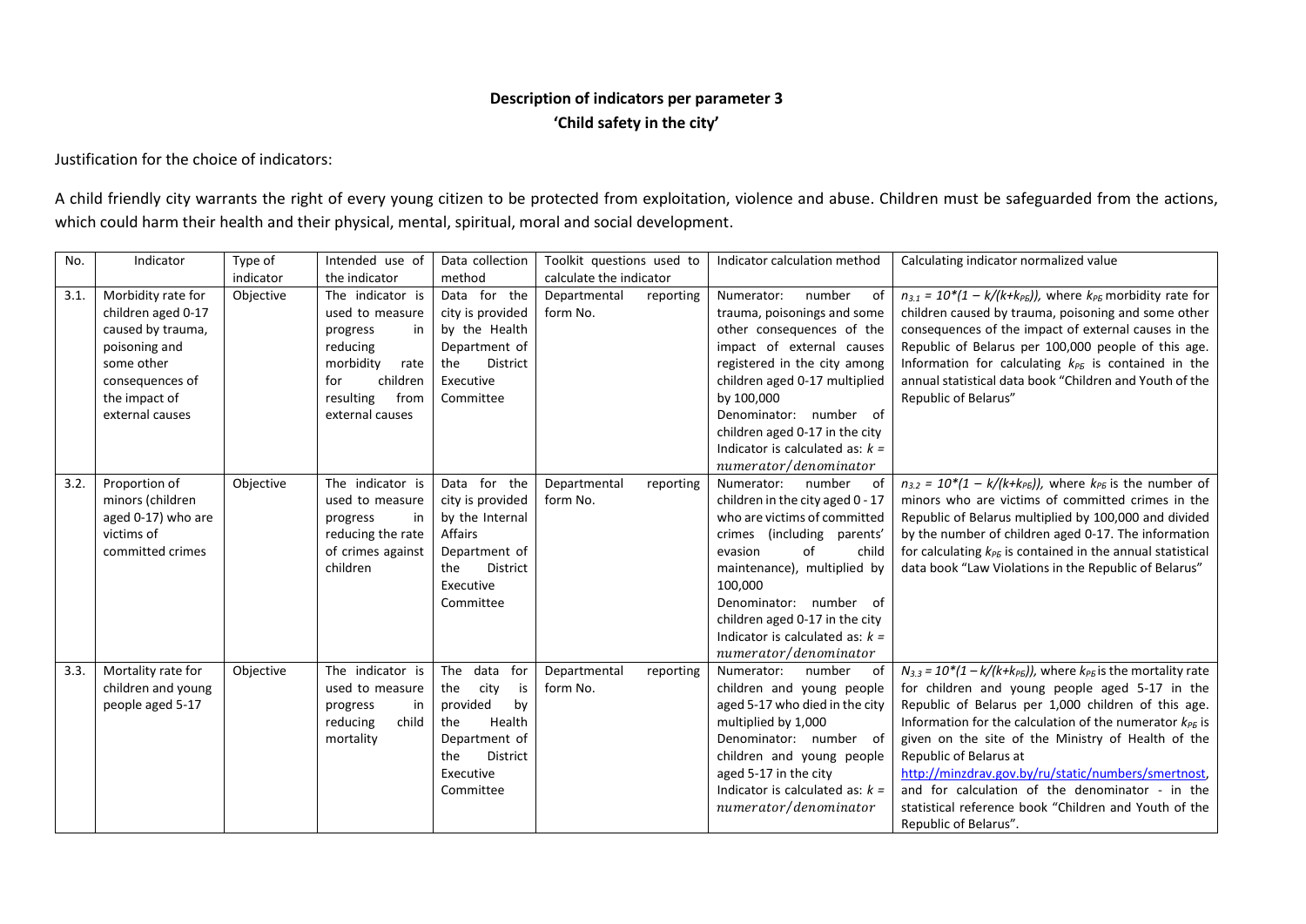**Description of indicators per parameter 3**
**'Child safety in the city'**

Justification for the choice of indicators:

A child friendly city warrants the right of every young citizen to be protected from exploitation, violence and abuse. Children must be safeguarded from the actions, which could harm their health and their physical, mental, spiritual, moral and social development.

| No. | Indicator | Type of indicator | Intended use of the indicator | Data collection method | Toolkit questions used to calculate the indicator | Indicator calculation method | Calculating indicator normalized value |
|---|---|---|---|---|---|---|---|
| 3.1. | Morbidity rate for children aged 0-17 caused by trauma, poisoning and some other consequences of the impact of external causes | Objective | The indicator is used to measure progress in reducing morbidity rate for children resulting from external causes | Data for the city is provided by the Health Department of the District Executive Committee | Departmental reporting form No. | Numerator: number of trauma, poisonings and some other consequences of the impact of external causes registered in the city among children aged 0-17 multiplied by 100,000<br>Denominator: number of children aged 0-17 in the city<br>Indicator is calculated as: $k = numerator/denominator$ | $n_{3.1} = 10*(1 - k/(k+k_{РБ}))$, where $k_{РБ}$ morbidity rate for children caused by trauma, poisoning and some other consequences of the impact of external causes in the Republic of Belarus per 100,000 people of this age. Information for calculating $k_{РБ}$ is contained in the annual statistical data book "Children and Youth of the Republic of Belarus" |
| 3.2. | Proportion of minors (children aged 0-17) who are victims of committed crimes | Objective | The indicator is used to measure progress in reducing the rate of crimes against children | Data for the city is provided by the Internal Affairs Department of the District Executive Committee | Departmental reporting form No. | Numerator: number of children in the city aged 0 - 17 who are victims of committed crimes (including parents' evasion of child maintenance), multiplied by 100,000<br>Denominator: number of children aged 0-17 in the city<br>Indicator is calculated as: $k = numerator/denominator$ | $n_{3.2} = 10*(1 - k/(k+k_{РБ}))$, where $k_{РБ}$ is the number of minors who are victims of committed crimes in the Republic of Belarus multiplied by 100,000 and divided by the number of children aged 0-17. The information for calculating $k_{РБ}$ is contained in the annual statistical data book "Law Violations in the Republic of Belarus" |
| 3.3. | Mortality rate for children and young people aged 5-17 | Objective | The indicator is used to measure progress in reducing child mortality | The data for the city is provided by the Health Department of the District Executive Committee | Departmental reporting form No. | Numerator: number of children and young people aged 5-17 who died in the city multiplied by 1,000<br>Denominator: number of children and young people aged 5-17 in the city<br>Indicator is calculated as: $k = numerator/denominator$ | $N_{3.3} = 10*(1 - k/(k+k_{РБ}))$, where $k_{РБ}$ is the mortality rate for children and young people aged 5-17 in the Republic of Belarus per 1,000 children of this age. Information for the calculation of the numerator $k_{РБ}$ is given on the site of the Ministry of Health of the Republic of Belarus at http://minzdrav.gov.by/ru/static/numbers/smertnost, and for calculation of the denominator - in the statistical reference book "Children and Youth of the Republic of Belarus". |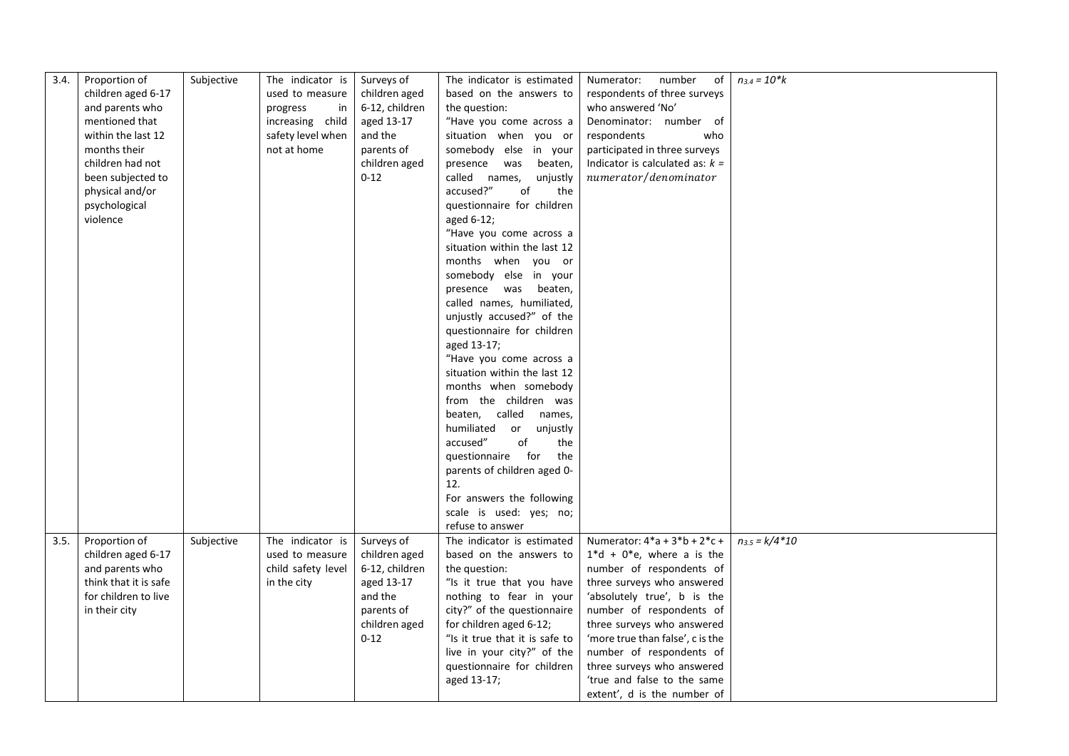| 3.4. | Proportion of children aged 6-17 and parents who mentioned that within the last 12 months their children had not been subjected to physical and/or psychological violence | Subjective | The indicator is used to measure progress in increasing child safety level when not at home | Surveys of children aged 6-12, children aged 13-17 and the parents of children aged 0-12 | The indicator is estimated based on the answers to the question: "Have you come across a situation when you or somebody else in your presence was beaten, called names, unjustly accused?" of the questionnaire for children aged 6-12; "Have you come across a situation within the last 12 months when you or somebody else in your presence was beaten, called names, humiliated, unjustly accused?" of the questionnaire for children aged 13-17; "Have you come across a situation within the last 12 months when somebody from the children was beaten, called names, humiliated or unjustly accused" of the questionnaire for the parents of children aged 0-12. For answers the following scale is used: yes; no; refuse to answer | Numerator: number of respondents of three surveys who answered 'No' Denominator: number of respondents who participated in three surveys Indicator is calculated as: $k = numerator/denominator$ | $n_{3.4} = 10*k$ |
|---|---|---|---|---|---|---|---|
| 3.5. | Proportion of children aged 6-17 and parents who think that it is safe for children to live in their city | Subjective | The indicator is used to measure child safety level in the city | Surveys of children aged 6-12, children aged 13-17 and the parents of children aged 0-12 | The indicator is estimated based on the answers to the question: "Is it true that you have nothing to fear in your city?" of the questionnaire for children aged 6-12; "Is it true that it is safe to live in your city?" of the questionnaire for children aged 13-17; | Numerator: $4*a + 3*b + 2*c + 1*d + 0*e$, where a is the number of respondents of three surveys who answered 'absolutely true', b is the number of respondents of three surveys who answered 'more true than false', c is the number of respondents of three surveys who answered 'true and false to the same extent', d is the number of | $n_{3.5} = k/4*10$ |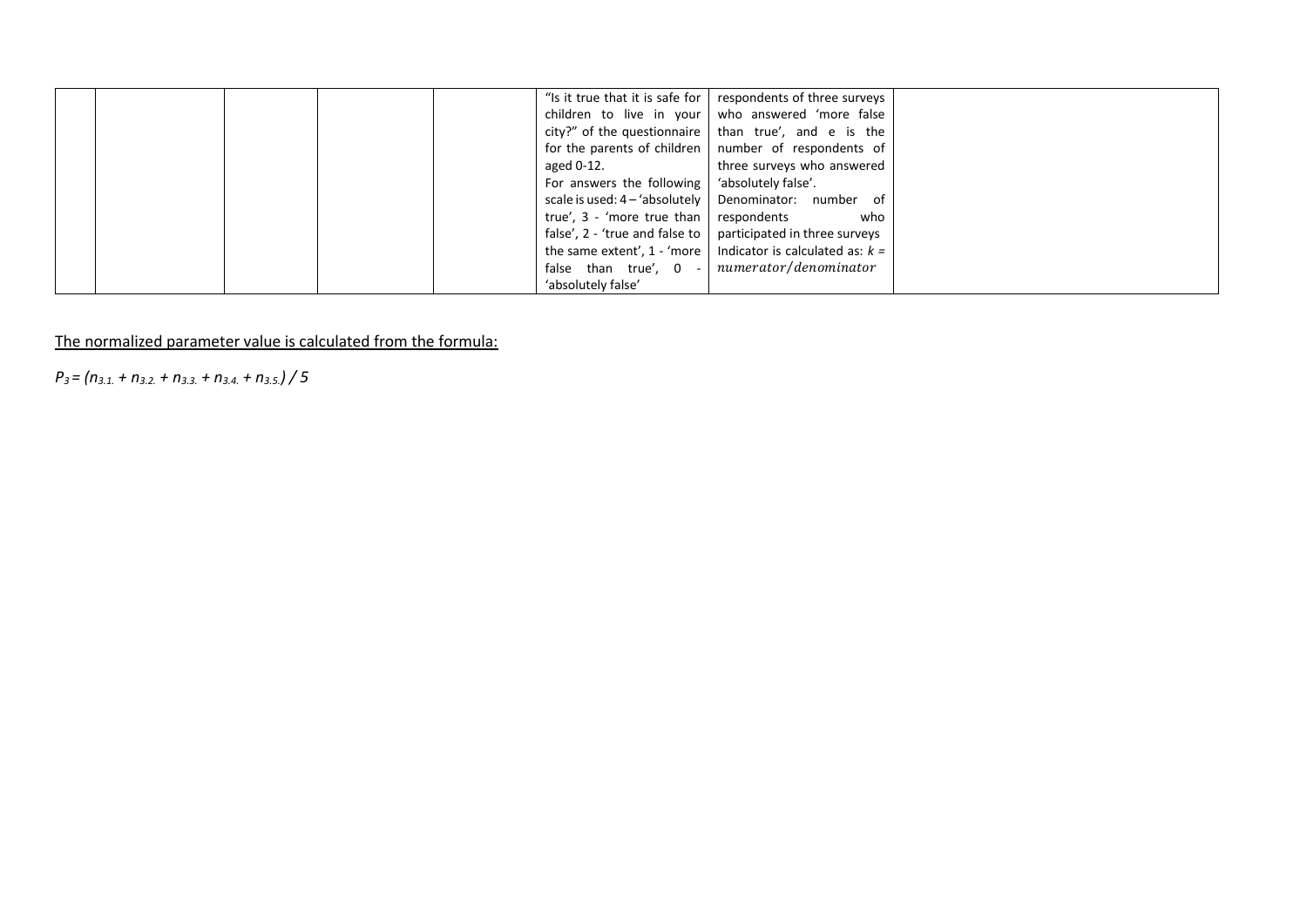|  |  |  |  |  | "Is it true that it is safe for children to live in your city?" of the questionnaire for the parents of children aged 0-12.<br>For answers the following scale is used: 4 – 'absolutely true', 3 - 'more true than false', 2 - 'true and false to the same extent', 1 - 'more false than true', 0 - 'absolutely false' | respondents of three surveys who answered 'more false than true', and e is the number of respondents of three surveys who answered 'absolutely false'.<br>Denominator: number of respondents who participated in three surveys<br>Indicator is calculated as: $k = numerator/denominator$ |  |
|---|---|---|---|---|---|---|---|

<u>The normalized parameter value is calculated from the formula:</u>

$P_3 = (n_{3.1.} + n_{3.2.} + n_{3.3.} + n_{3.4.} + n_{3.5.}) / 5$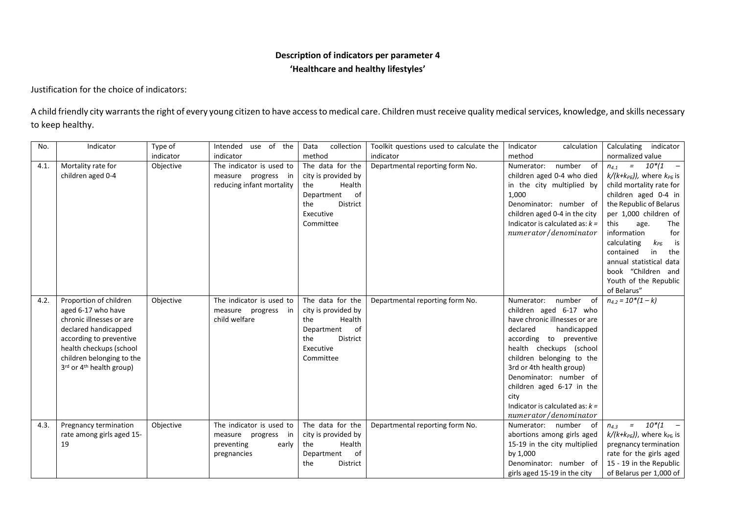**Description of indicators per parameter 4**
**'Healthcare and healthy lifestyles'**

Justification for the choice of indicators:

A child friendly city warrants the right of every young citizen to have access to medical care. Children must receive quality medical services, knowledge, and skills necessary to keep healthy.

| No. | Indicator | Type of indicator | Intended use of the indicator | Data collection method | Toolkit questions used to calculate the indicator | Indicator calculation method | Calculating indicator normalized value |
|---|---|---|---|---|---|---|---|
| 4.1. | Mortality rate for children aged 0-4 | Objective | The indicator is used to measure progress in reducing infant mortality | The data for the city is provided by the Health Department of the District Executive Committee | Departmental reporting form No. | Numerator: number of children aged 0-4 who died in the city multiplied by 1,000<br>Denominator: number of children aged 0-4 in the city<br>Indicator is calculated as: $k = numerator/denominator$ | $n_{4.1} = 10*(1 - k/(k+k_{РБ}))$, where $k_{РБ}$ is child mortality rate for children aged 0-4 in the Republic of Belarus per 1,000 children of this age. The information for calculating $k_{РБ}$ is contained in the annual statistical data book "Children and Youth of the Republic of Belarus" |
| 4.2. | Proportion of children aged 6-17 who have chronic illnesses or are declared handicapped according to preventive health checkups (school children belonging to the 3rd or 4th health group) | Objective | The indicator is used to measure progress in child welfare | The data for the city is provided by the Health Department of the District Executive Committee | Departmental reporting form No. | Numerator: number of children aged 6-17 who have chronic illnesses or are declared handicapped according to preventive health checkups (school children belonging to the 3rd or 4th health group)<br>Denominator: number of children aged 6-17 in the city<br>Indicator is calculated as: $k = numerator/denominator$ | $n_{4.2} = 10*(1 - k)$ |
| 4.3. | Pregnancy termination rate among girls aged 15-19 | Objective | The indicator is used to measure progress in preventing early pregnancies | The data for the city is provided by the Health Department of the District | Departmental reporting form No. | Numerator: number of abortions among girls aged 15-19 in the city multiplied by 1,000<br>Denominator: number of girls aged 15-19 in the city | $n_{4.3} = 10*(1 - k/(k+k_{РБ}))$, where $k_{РБ}$ is pregnancy termination rate for the girls aged 15 - 19 in the Republic of Belarus per 1,000 of |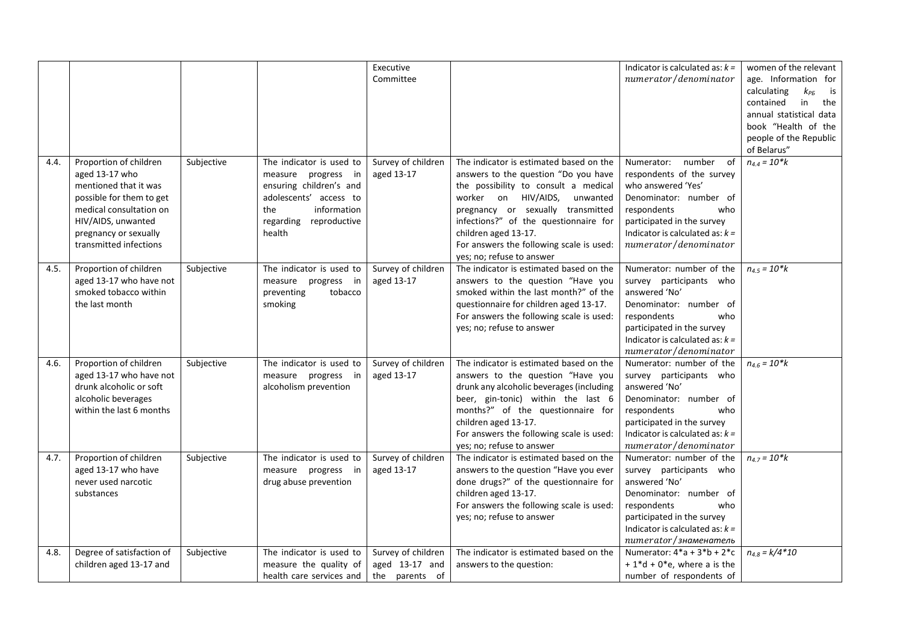|  |  |  |  | Executive Committee |  | Indicator is calculated as: $k = numerator/denominator$ | women of the relevant age. Information for calculating $k_{РБ}$ is contained in the annual statistical data book "Health of the people of the Republic of Belarus" |
|---|---|---|---|---|---|---|---|
| 4.4. | Proportion of children aged 13-17 who mentioned that it was possible for them to get medical consultation on HIV/AIDS, unwanted pregnancy or sexually transmitted infections | Subjective | The indicator is used to measure progress in ensuring children's and adolescents' access to the information regarding reproductive health | Survey of children aged 13-17 | The indicator is estimated based on the answers to the question "Do you have the possibility to consult a medical worker on HIV/AIDS, unwanted pregnancy or sexually transmitted infections?" of the questionnaire for children aged 13-17. For answers the following scale is used: yes; no; refuse to answer | Numerator: number of respondents of the survey who answered 'Yes' Denominator: number of respondents who participated in the survey Indicator is calculated as: $k = numerator/denominator$ | $n_{4.4} = 10*k$ |
| 4.5. | Proportion of children aged 13-17 who have not smoked tobacco within the last month | Subjective | The indicator is used to measure progress in preventing tobacco smoking | Survey of children aged 13-17 | The indicator is estimated based on the answers to the question "Have you smoked within the last month?" of the questionnaire for children aged 13-17. For answers the following scale is used: yes; no; refuse to answer | Numerator: number of the survey participants who answered 'No' Denominator: number of respondents who participated in the survey Indicator is calculated as: $k = numerator/denominator$ | $n_{4.5} = 10*k$ |
| 4.6. | Proportion of children aged 13-17 who have not drunk alcoholic or soft alcoholic beverages within the last 6 months | Subjective | The indicator is used to measure progress in alcoholism prevention | Survey of children aged 13-17 | The indicator is estimated based on the answers to the question "Have you drunk any alcoholic beverages (including beer, gin-tonic) within the last 6 months?" of the questionnaire for children aged 13-17. For answers the following scale is used: yes; no; refuse to answer | Numerator: number of the survey participants who answered 'No' Denominator: number of respondents who participated in the survey Indicator is calculated as: $k = numerator/denominator$ | $n_{4.6} = 10*k$ |
| 4.7. | Proportion of children aged 13-17 who have never used narcotic substances | Subjective | The indicator is used to measure progress in drug abuse prevention | Survey of children aged 13-17 | The indicator is estimated based on the answers to the question "Have you ever done drugs?" of the questionnaire for children aged 13-17. For answers the following scale is used: yes; no; refuse to answer | Numerator: number of the survey participants who answered 'No' Denominator: number of respondents who participated in the survey Indicator is calculated as: $k = numerator/знаменатель$ | $n_{4.7} = 10*k$ |
| 4.8. | Degree of satisfaction of children aged 13-17 and | Subjective | The indicator is used to measure the quality of health care services and | Survey of children aged 13-17 and the parents of | The indicator is estimated based on the answers to the question: | Numerator: $4*a + 3*b + 2*c + 1*d + 0*e$, where a is the number of respondents of | $n_{4.8} = k/4*10$ |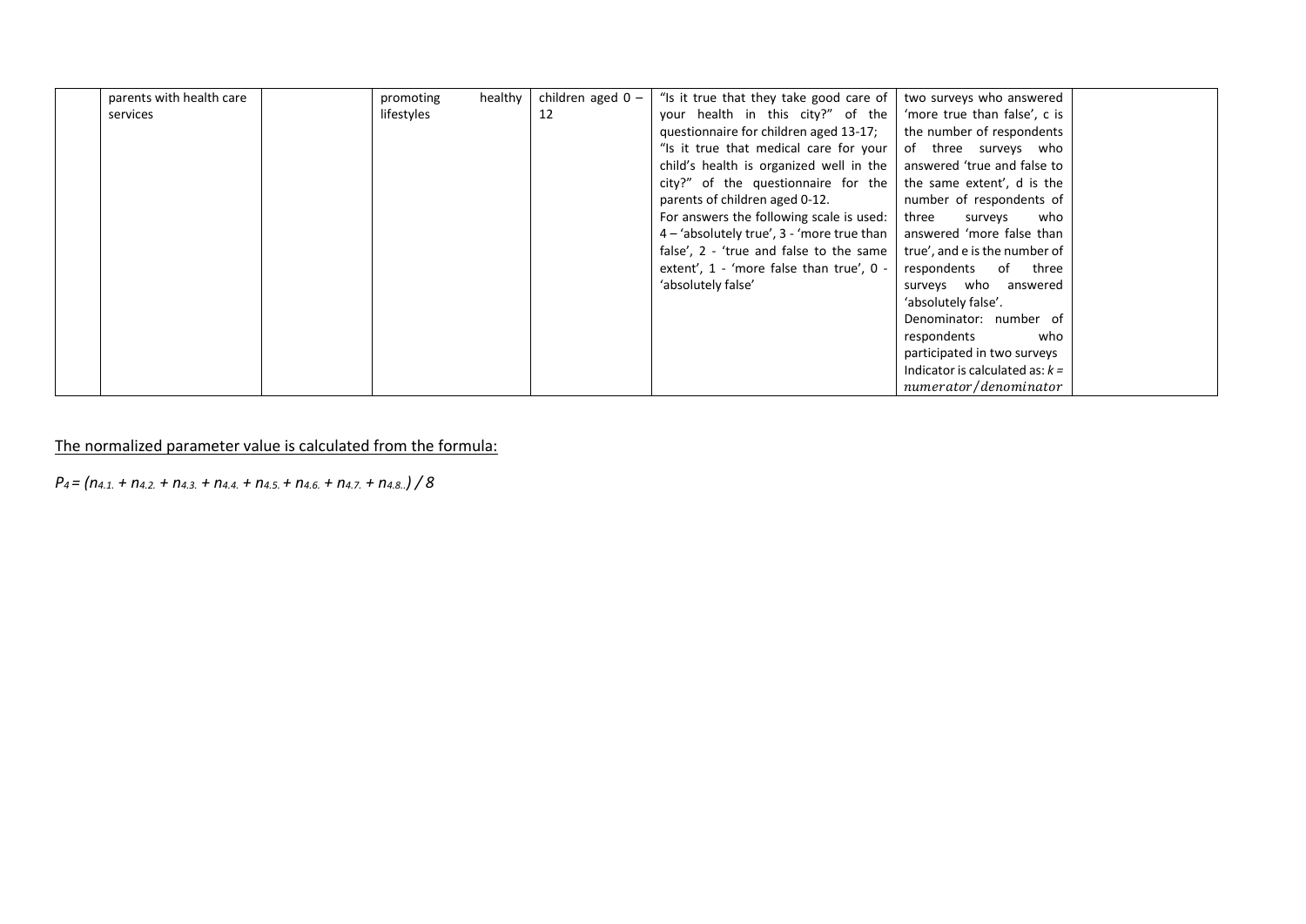|  |  |  |  |  |  |  |  |
|---|---|---|---|---|---|---|---|
|  | parents with health care services |  | promoting healthy lifestyles | children aged 0 – 12 | "Is it true that they take good care of your health in this city?" of the questionnaire for children aged 13-17; "Is it true that medical care for your child's health is organized well in the city?" of the questionnaire for the parents of children aged 0-12. For answers the following scale is used: 4 – 'absolutely true', 3 - 'more true than false', 2 - 'true and false to the same extent', 1 - 'more false than true', 0 - 'absolutely false' | two surveys who answered 'more true than false', c is the number of respondents of three surveys who answered 'true and false to the same extent', d is the number of respondents of three surveys who answered 'more false than true', and e is the number of respondents of three surveys who answered 'absolutely false'. Denominator: number of respondents who participated in two surveys Indicator is calculated as: $k = numerator/denominator$ |  |

The normalized parameter value is calculated from the formula:

$$P_4 = (n_{4.1.} + n_{4.2.} + n_{4.3.} + n_{4.4.} + n_{4.5.} + n_{4.6.} + n_{4.7.} + n_{4.8..}) / 8$$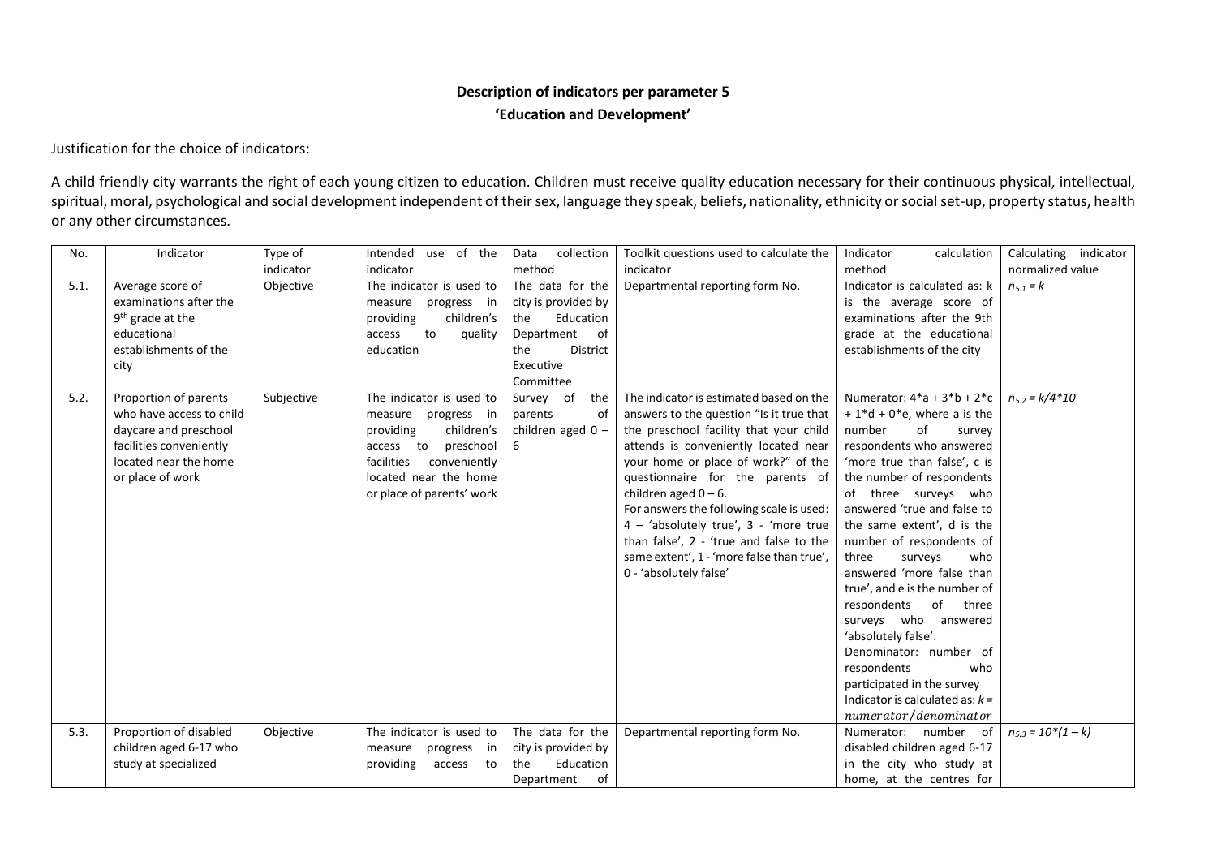**Description of indicators per parameter 5**
**'Education and Development'**

Justification for the choice of indicators:

A child friendly city warrants the right of each young citizen to education. Children must receive quality education necessary for their continuous physical, intellectual, spiritual, moral, psychological and social development independent of their sex, language they speak, beliefs, nationality, ethnicity or social set-up, property status, health or any other circumstances.

| No. | Indicator | Type of indicator | Intended use of the indicator | Data collection method | Toolkit questions used to calculate the indicator | Indicator calculation method | Calculating indicator normalized value |
|---|---|---|---|---|---|---|---|
| 5.1. | Average score of examinations after the 9th grade at the educational establishments of the city | Objective | The indicator is used to measure progress in providing children's access to quality education | The data for the city is provided by the Education Department of the District Executive Committee | Departmental reporting form No. | Indicator is calculated as: k is the average score of examinations after the 9th grade at the educational establishments of the city | $n_{5.1} = k$ |
| 5.2. | Proportion of parents who have access to child daycare and preschool facilities conveniently located near the home or place of work | Subjective | The indicator is used to measure progress in providing children's access to preschool facilities conveniently located near the home or place of parents' work | Survey of the parents of children aged 0 – 6 | The indicator is estimated based on the answers to the question "Is it true that the preschool facility that your child attends is conveniently located near your home or place of work?" of the questionnaire for the parents of children aged 0 – 6. For answers the following scale is used: 4 – 'absolutely true', 3 - 'more true than false', 2 - 'true and false to the same extent', 1 - 'more false than true', 0 - 'absolutely false' | Numerator: $4*a + 3*b + 2*c + 1*d + 0*e$, where a is the number of survey respondents who answered 'more true than false', c is the number of respondents of three surveys who answered 'true and false to the same extent', d is the number of respondents of three surveys who answered 'more false than true', and e is the number of respondents of three surveys who answered 'absolutely false'. Denominator: number of respondents who participated in the survey. Indicator is calculated as: $k = numerator/denominator$ | $n_{5.2} = k/4*10$ |
| 5.3. | Proportion of disabled children aged 6-17 who study at specialized | Objective | The indicator is used to measure progress in providing access to | The data for the city is provided by the Education Department of | Departmental reporting form No. | Numerator: number of disabled children aged 6-17 in the city who study at home, at the centres for | $n_{5.3} = 10*(1 – k)$ |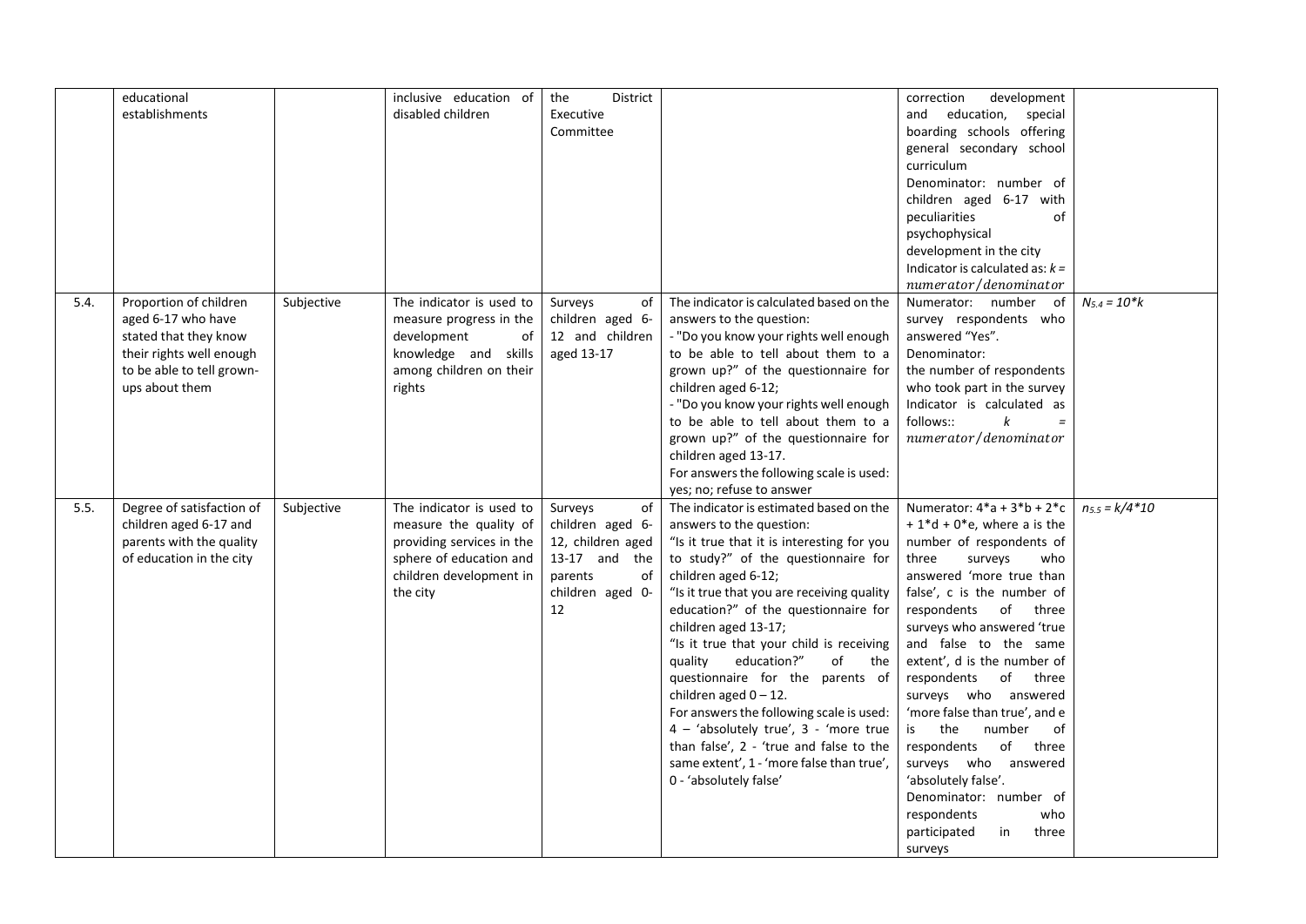|  |  |  |  |  |  |  |  |
|---|---|---|---|---|---|---|---|
|  | educational establishments |  | inclusive education of disabled children | the District Executive Committee |  | correction development and education, special boarding schools offering general secondary school curriculum<br>Denominator: number of children aged 6-17 with peculiarities of psychophysical development in the city<br>Indicator is calculated as: $k = numerator/denominator$ |  |
| 5.4. | Proportion of children aged 6-17 who have stated that they know their rights well enough to be able to tell grown-ups about them | Subjective | The indicator is used to measure progress in the development of knowledge and skills among children on their rights | Surveys of children aged 6-12 and children aged 13-17 | The indicator is calculated based on the answers to the question:<br>- "Do you know your rights well enough to be able to tell about them to a grown up?" of the questionnaire for children aged 6-12;<br>- "Do you know your rights well enough to be able to tell about them to a grown up?" of the questionnaire for children aged 13-17.<br>For answers the following scale is used: yes; no; refuse to answer | Numerator: number of survey respondents who answered "Yes".<br>Denominator: the number of respondents who took part in the survey<br>Indicator is calculated as follows:: $k = numerator/denominator$ | $N_{5.4} = 10*k$ |
| 5.5. | Degree of satisfaction of children aged 6-17 and parents with the quality of education in the city | Subjective | The indicator is used to measure the quality of providing services in the sphere of education and children development in the city | Surveys of children aged 6-12, children aged 13-17 and the parents of children aged 0-12 | The indicator is estimated based on the answers to the question:<br>"Is it true that it is interesting for you to study?" of the questionnaire for children aged 6-12;<br>"Is it true that you are receiving quality education?" of the questionnaire for children aged 13-17;<br>"Is it true that your child is receiving quality education?" of the questionnaire for the parents of children aged 0 – 12.<br>For answers the following scale is used: 4 – 'absolutely true', 3 - 'more true than false', 2 - 'true and false to the same extent', 1 - 'more false than true', 0 - 'absolutely false' | Numerator: $4*a + 3*b + 2*c + 1*d + 0*e$, where a is the number of respondents of three surveys who answered 'more true than false', c is the number of respondents of three surveys who answered 'true and false to the same extent', d is the number of respondents of three surveys who answered 'more false than true', and e is the number of respondents of three surveys who answered 'absolutely false'.<br>Denominator: number of respondents who participated in three surveys | $n_{5.5} = k/4*10$ |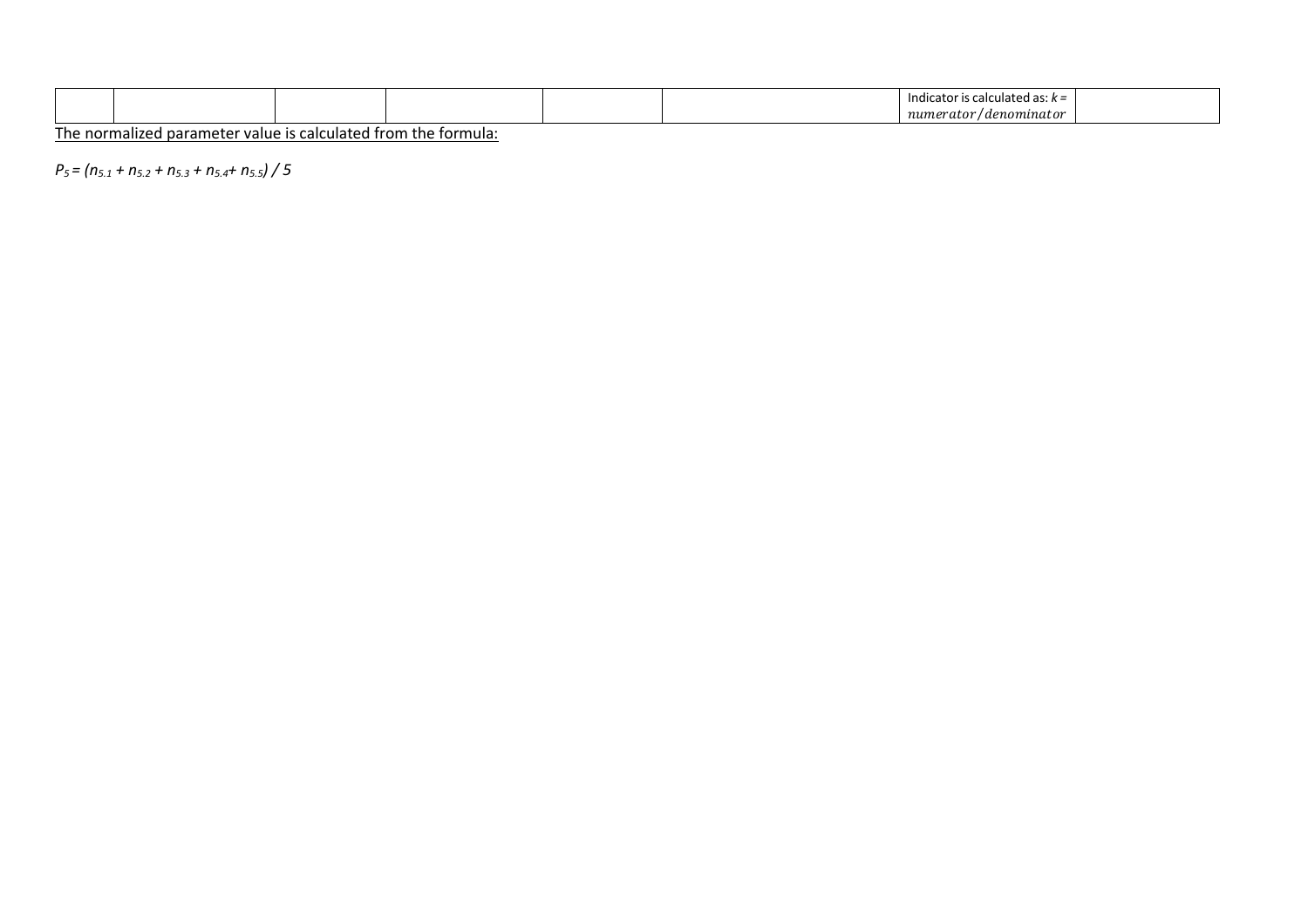| | | | | | | Indicator is calculated as: $k = numerator / denominator$ | |
|---|---|---|---|---|---|---|---|

<u>The normalized parameter value is calculated from the formula:</u>

$P_5 = (n_{5.1} + n_{5.2} + n_{5.3} + n_{5.4} + n_{5.5}) / 5$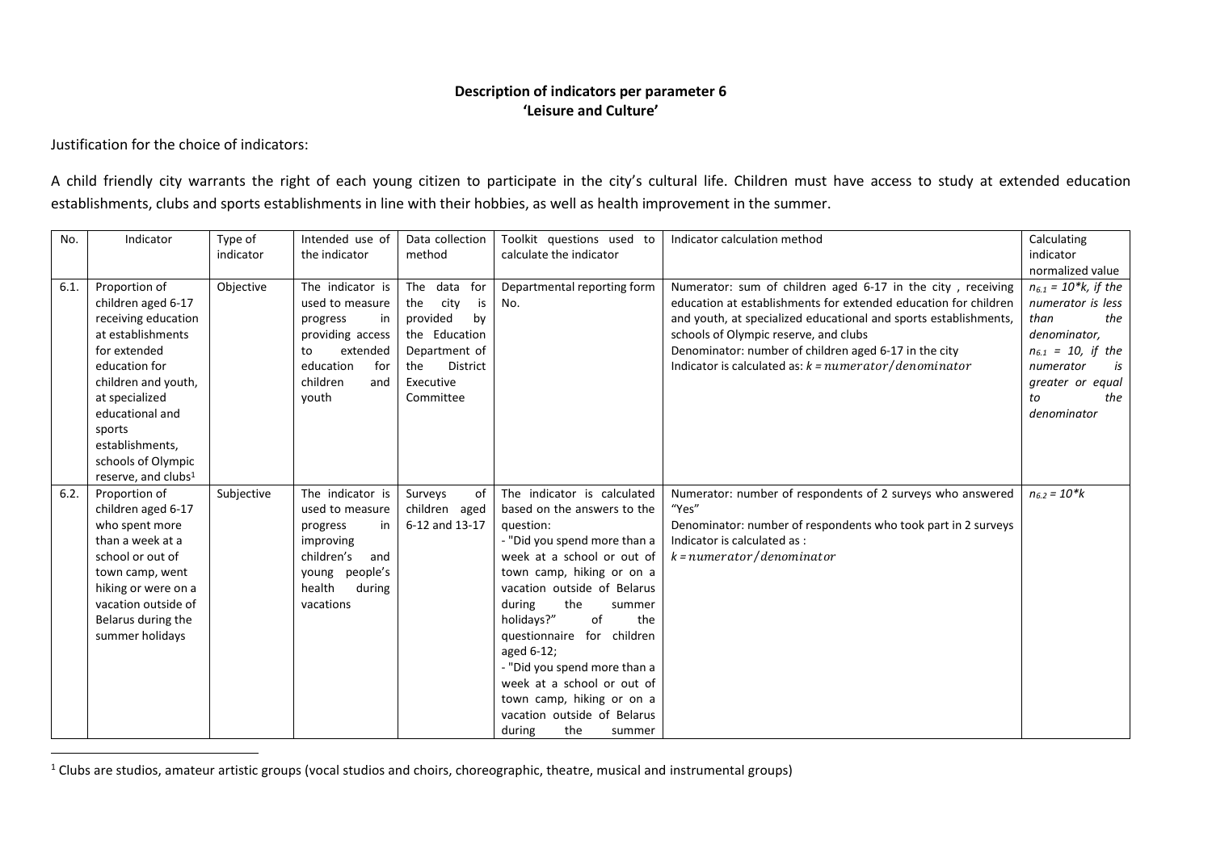**Description of indicators per parameter 6**
**'Leisure and Culture'**

Justification for the choice of indicators:

A child friendly city warrants the right of each young citizen to participate in the city's cultural life. Children must have access to study at extended education establishments, clubs and sports establishments in line with their hobbies, as well as health improvement in the summer.

| No. | Indicator | Type of indicator | Intended use of the indicator | Data collection method | Toolkit questions used to calculate the indicator | Indicator calculation method | Calculating indicator normalized value |
|---|---|---|---|---|---|---|---|
| 6.1. | Proportion of children aged 6-17 receiving education at establishments for extended education for children and youth, at specialized educational and sports establishments, schools of Olympic reserve, and clubs[1] | Objective | The indicator is used to measure progress in providing access to extended education for children and youth | The data for the city is provided by the Education Department of the District Executive Committee | Departmental reporting form No. | Numerator: sum of children aged 6-17 in the city , receiving education at establishments for extended education for children and youth, at specialized educational and sports establishments, schools of Olympic reserve, and clubs<br>Denominator: number of children aged 6-17 in the city<br>Indicator is calculated as: $k = numerator/denominator$ | *$n_{6.1} = 10*k$, if the numerator is less than the denominator,*<br>*$n_{6.1} = 10$, if the numerator is greater or equal to the denominator* |
| 6.2. | Proportion of children aged 6-17 who spent more than a week at a school or out of town camp, went hiking or were on a vacation outside of Belarus during the summer holidays | Subjective | The indicator is used to measure progress in improving children's and young people's health during vacations | Surveys of children aged 6-12 and 13-17 | The indicator is calculated based on the answers to the question:<br>- "Did you spend more than a week at a school or out of town camp, hiking or on a vacation outside of Belarus during the summer holidays?" of the questionnaire for children aged 6-12;<br>- "Did you spend more than a week at a school or out of town camp, hiking or on a vacation outside of Belarus during the summer | Numerator: number of respondents of 2 surveys who answered "Yes"<br>Denominator: number of respondents who took part in 2 surveys<br>Indicator is calculated as :<br>$k = numerator/denominator$ | $n_{6.2} = 10*k$ |

[1] Clubs are studios, amateur artistic groups (vocal studios and choirs, choreographic, theatre, musical and instrumental groups)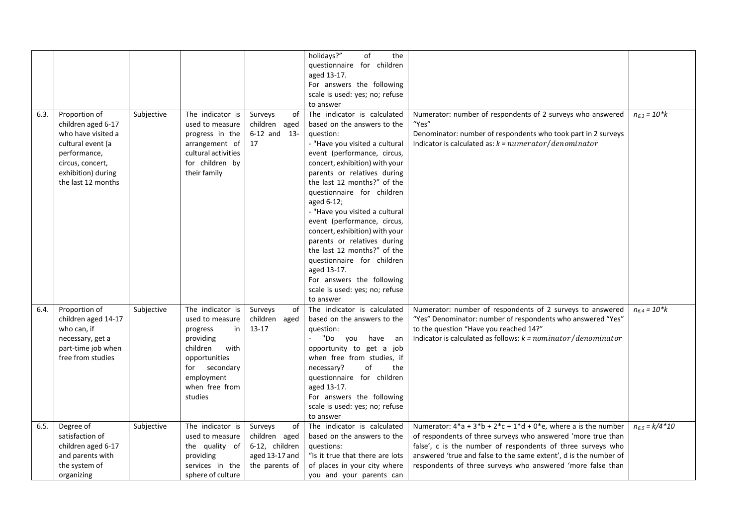|  |  |  |  |  | holidays?" of the questionnaire for children aged 13-17. For answers the following scale is used: yes; no; refuse to answer |  |  |
|---|---|---|---|---|---|---|---|
| 6.3. | Proportion of children aged 6-17 who have visited a cultural event (a performance, circus, concert, exhibition) during the last 12 months | Subjective | The indicator is used to measure progress in the arrangement of cultural activities for children by their family | Surveys of children aged 6-12 and 13-17 | The indicator is calculated based on the answers to the question: - "Have you visited a cultural event (performance, circus, concert, exhibition) with your parents or relatives during the last 12 months?" of the questionnaire for children aged 6-12; - "Have you visited a cultural event (performance, circus, concert, exhibition) with your parents or relatives during the last 12 months?" of the questionnaire for children aged 13-17. For answers the following scale is used: yes; no; refuse to answer | Numerator: number of respondents of 2 surveys who answered "Yes" Denominator: number of respondents who took part in 2 surveys Indicator is calculated as: $k = numerator/denominator$ | $n_{6.3} = 10*k$ |
| 6.4. | Proportion of children aged 14-17 who can, if necessary, get a part-time job when free from studies | Subjective | The indicator is used to measure progress in providing children with opportunities for secondary employment when free from studies | Surveys of children aged 13-17 | The indicator is calculated based on the answers to the question: - "Do you have an opportunity to get a job when free from studies, if necessary? of the questionnaire for children aged 13-17. For answers the following scale is used: yes; no; refuse to answer | Numerator: number of respondents of 2 surveys to answered "Yes" Denominator: number of respondents who answered "Yes" to the question "Have you reached 14?" Indicator is calculated as follows: $k = nominator/denominator$ | $n_{6.4} = 10*k$ |
| 6.5. | Degree of satisfaction of children aged 6-17 and parents with the system of organizing | Subjective | The indicator is used to measure the quality of providing services in the sphere of culture | Surveys of children aged 6-12, children aged 13-17 and the parents of | The indicator is calculated based on the answers to the questions: "Is it true that there are lots of places in your city where you and your parents can | Numerator: $4*a + 3*b + 2*c + 1*d + 0*e$, where a is the number of respondents of three surveys who answered 'more true than false', c is the number of respondents of three surveys who answered 'true and false to the same extent', d is the number of respondents of three surveys who answered 'more false than | $n_{6.5} = k/4*10$ |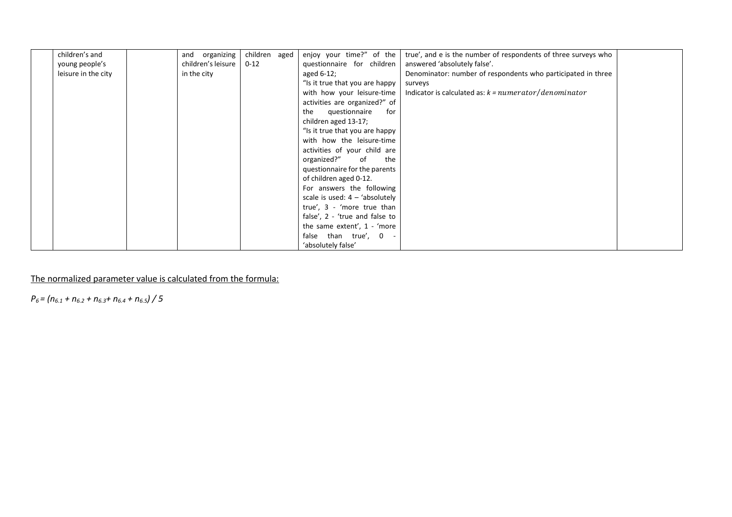| | | | | | | | |
|---|---|---|---|---|---|---|---|
| | children's and young people's leisure in the city | | and organizing children's leisure in the city | children aged 0-12 | enjoy your time?" of the questionnaire for children aged 6-12; "Is it true that you are happy with how your leisure-time activities are organized?" of the questionnaire for children aged 13-17; "Is it true that you are happy with how the leisure-time activities of your child are organized?" of the questionnaire for the parents of children aged 0-12. For answers the following scale is used: 4 – 'absolutely true', 3 - 'more true than false', 2 - 'true and false to the same extent', 1 - 'more false than true', 0 - 'absolutely false' | true', and e is the number of respondents of three surveys who answered 'absolutely false'. Denominator: number of respondents who participated in three surveys Indicator is calculated as: $k = numerator/denominator$ | |

<u>The normalized parameter value is calculated from the formula:</u>

$P_6 = (n_{6.1} + n_{6.2} + n_{6.3} + n_{6.4} + n_{6.5}) / 5$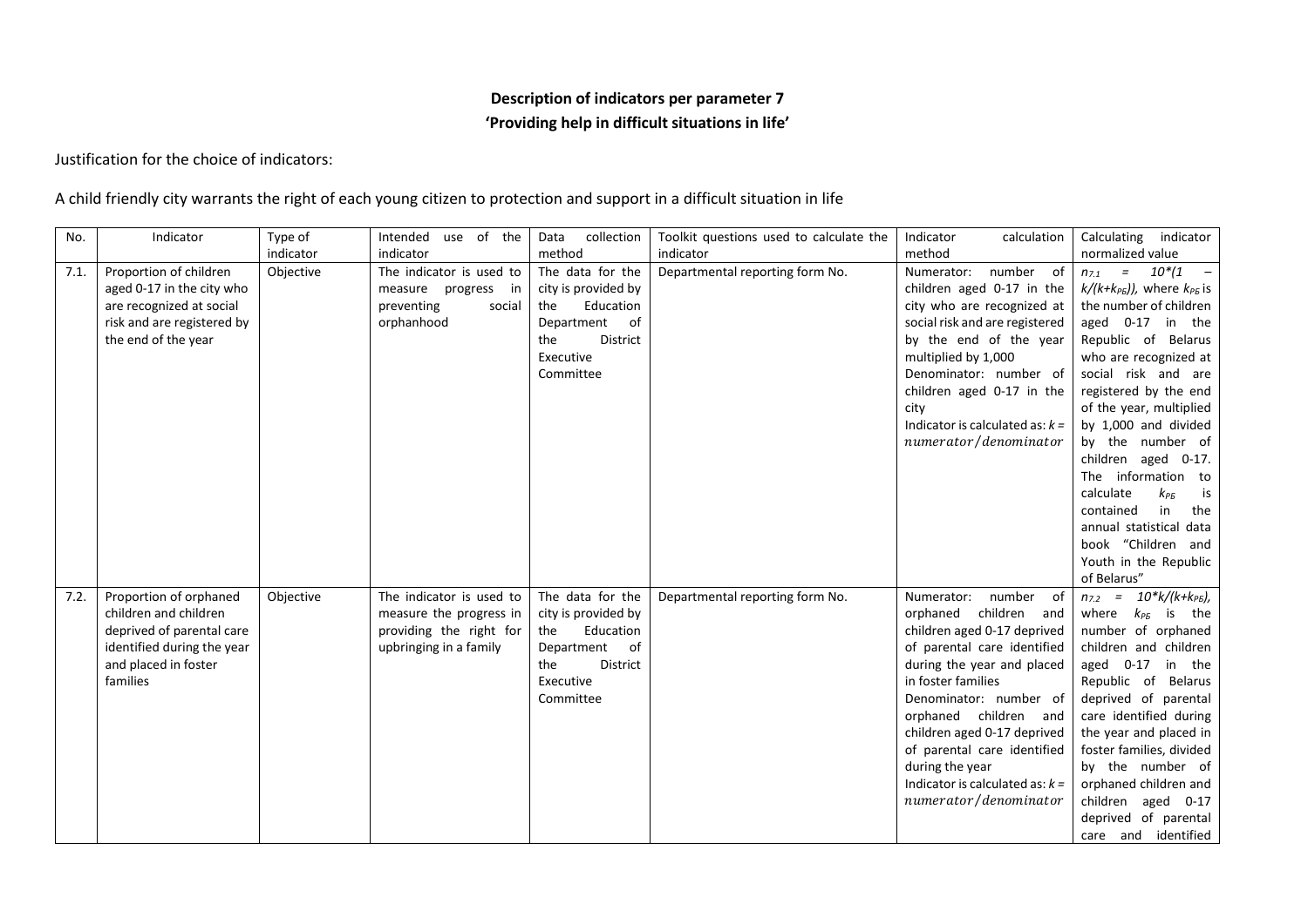**Description of indicators per parameter 7**
**'Providing help in difficult situations in life'**

Justification for the choice of indicators:

A child friendly city warrants the right of each young citizen to protection and support in a difficult situation in life

| No. | Indicator | Type of indicator | Intended use of the indicator | Data collection method | Toolkit questions used to calculate the indicator | Indicator calculation method | Calculating indicator normalized value |
|---|---|---|---|---|---|---|---|
| 7.1. | Proportion of children aged 0-17 in the city who are recognized at social risk and are registered by the end of the year | Objective | The indicator is used to measure progress in preventing social orphanhood | The data for the city is provided by the Education Department of the District Executive Committee | Departmental reporting form No. | Numerator: number of children aged 0-17 in the city who are recognized at social risk and are registered by the end of the year multiplied by 1,000<br>Denominator: number of children aged 0-17 in the city<br>Indicator is calculated as: $k = numerator/denominator$ | $n_{7.1} = 10*(1 - k/(k+k_{РБ}))$, where $k_{РБ}$ is the number of children aged 0-17 in the Republic of Belarus who are recognized at social risk and are registered by the end of the year, multiplied by 1,000 and divided by the number of children aged 0-17. The information to calculate $k_{РБ}$ is contained in the annual statistical data book "Children and Youth in the Republic of Belarus" |
| 7.2. | Proportion of orphaned children and children deprived of parental care identified during the year and placed in foster families | Objective | The indicator is used to measure the progress in providing the right for upbringing in a family | The data for the city is provided by the Education Department of the District Executive Committee | Departmental reporting form No. | Numerator: number of orphaned children and children aged 0-17 deprived of parental care identified during the year and placed in foster families<br>Denominator: number of orphaned children and children aged 0-17 deprived of parental care identified during the year<br>Indicator is calculated as: $k = numerator/denominator$ | $n_{7.2} = 10*k/(k+k_{РБ})$, where $k_{РБ}$ is the number of orphaned children and children aged 0-17 in the Republic of Belarus deprived of parental care identified during the year and placed in foster families, divided by the number of orphaned children and children aged 0-17 deprived of parental care and identified |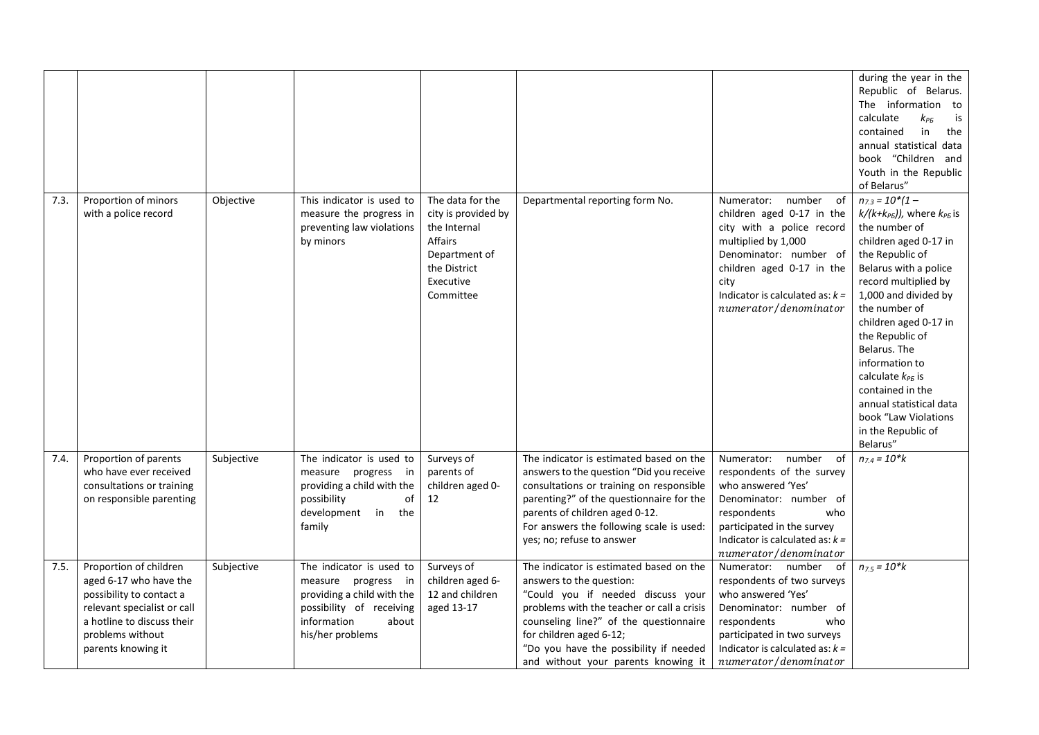| | | | | | | | |
|---|---|---|---|---|---|---|---|
| | | | | | | | during the year in the Republic of Belarus. The information to calculate $k_{РБ}$ is contained in the annual statistical data book "Children and Youth in the Republic of Belarus" |
| 7.3. | Proportion of minors with a police record | Objective | This indicator is used to measure the progress in preventing law violations by minors | The data for the city is provided by the Internal Affairs Department of the District Executive Committee | Departmental reporting form No. | Numerator: number of children aged 0-17 in the city with a police record multiplied by 1,000<br>Denominator: number of children aged 0-17 in the city<br>Indicator is calculated as: $k = numerator/denominator$ | $n_{7.3} = 10*(1 - k/(k+k_{РБ}))$, where $k_{РБ}$ is the number of children aged 0-17 in the Republic of Belarus with a police record multiplied by 1,000 and divided by the number of children aged 0-17 in the Republic of Belarus. The information to calculate $k_{РБ}$ is contained in the annual statistical data book "Law Violations in the Republic of Belarus" |
| 7.4. | Proportion of parents who have ever received consultations or training on responsible parenting | Subjective | The indicator is used to measure progress in providing a child with the possibility of development in the family | Surveys of parents of children aged 0-12 | The indicator is estimated based on the answers to the question "Did you receive consultations or training on responsible parenting?" of the questionnaire for the parents of children aged 0-12.<br>For answers the following scale is used: yes; no; refuse to answer | Numerator: number of respondents of the survey who answered 'Yes'<br>Denominator: number of respondents who participated in the survey<br>Indicator is calculated as: $k = numerator/denominator$ | $n_{7.4} = 10*k$ |
| 7.5. | Proportion of children aged 6-17 who have the possibility to contact a relevant specialist or call a hotline to discuss their problems without parents knowing it | Subjective | The indicator is used to measure progress in providing a child with the possibility of receiving information about his/her problems | Surveys of children aged 6-12 and children aged 13-17 | The indicator is estimated based on the answers to the question:<br>"Could you if needed discuss your problems with the teacher or call a crisis counseling line?" of the questionnaire for children aged 6-12;<br>"Do you have the possibility if needed and without your parents knowing it | Numerator: number of respondents of two surveys who answered 'Yes'<br>Denominator: number of respondents who participated in two surveys<br>Indicator is calculated as: $k = numerator/denominator$ | $n_{7.5} = 10*k$ |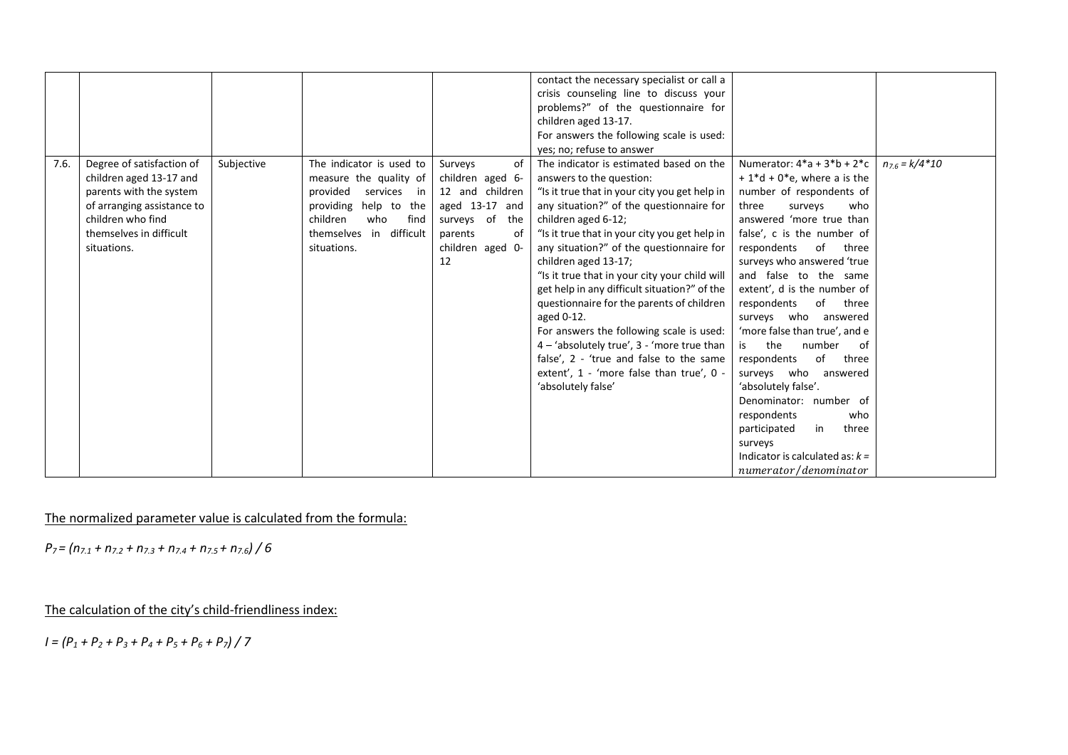| | | | | | | | |
|---|---|---|---|---|---|---|---|
| | | | | | contact the necessary specialist or call a crisis counseling line to discuss your problems?" of the questionnaire for children aged 13-17. For answers the following scale is used: yes; no; refuse to answer | | |
| 7.6. | Degree of satisfaction of children aged 13-17 and parents with the system of arranging assistance to children who find themselves in difficult situations. | Subjective | The indicator is used to measure the quality of provided services in providing help to the children who find themselves in difficult situations. | Surveys of children aged 6-12 and children aged 13-17 and surveys of the parents of children aged 0-12 | The indicator is estimated based on the answers to the question: "Is it true that in your city you get help in any situation?" of the questionnaire for children aged 6-12; "Is it true that in your city you get help in any situation?" of the questionnaire for children aged 13-17; "Is it true that in your city your child will get help in any difficult situation?" of the questionnaire for the parents of children aged 0-12. For answers the following scale is used: 4 – 'absolutely true', 3 - 'more true than false', 2 - 'true and false to the same extent', 1 - 'more false than true', 0 - 'absolutely false' | Numerator: $4*a + 3*b + 2*c + 1*d + 0*e$, where a is the number of respondents of three surveys who answered 'more true than false', c is the number of respondents of three surveys who answered 'true and false to the same extent', d is the number of respondents of three surveys who answered 'more false than true', and e is the number of respondents of three surveys who answered 'absolutely false'. Denominator: number of respondents who participated in three surveys. Indicator is calculated as: $k = numerator/denominator$ | $n_{7.6} = k/4*10$ |

The normalized parameter value is calculated from the formula:

$P_7 = (n_{7.1} + n_{7.2} + n_{7.3} + n_{7.4} + n_{7.5} + n_{7.6}) / 6$

The calculation of the city's child-friendliness index:

$I = (P_1 + P_2 + P_3 + P_4 + P_5 + P_6 + P_7) / 7$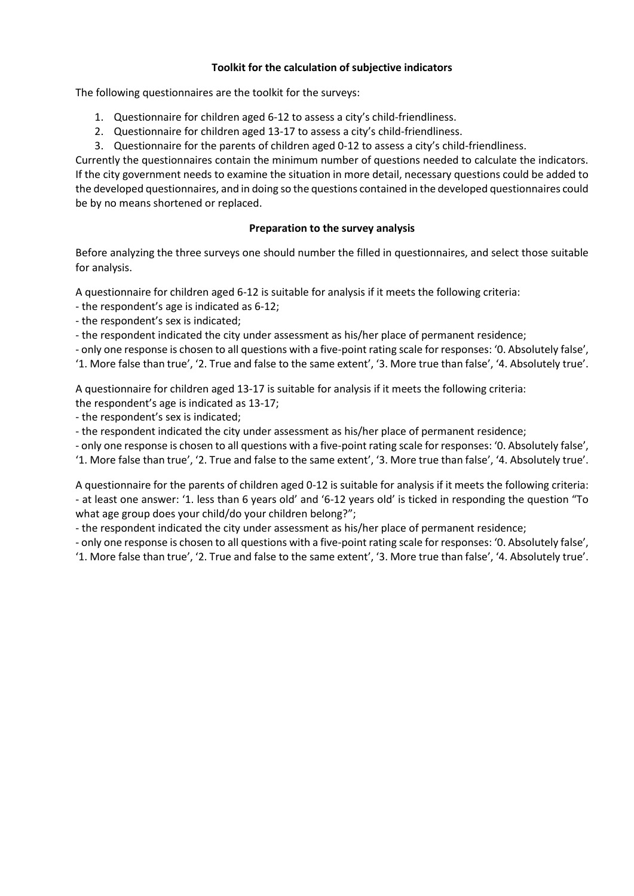**Toolkit for the calculation of subjective indicators**

The following questionnaires are the toolkit for the surveys:

1. Questionnaire for children aged 6-12 to assess a city's child-friendliness.
2. Questionnaire for children aged 13-17 to assess a city's child-friendliness.
3. Questionnaire for the parents of children aged 0-12 to assess a city's child-friendliness.

Currently the questionnaires contain the minimum number of questions needed to calculate the indicators. If the city government needs to examine the situation in more detail, necessary questions could be added to the developed questionnaires, and in doing so the questions contained in the developed questionnaires could be by no means shortened or replaced.

**Preparation to the survey analysis**

Before analyzing the three surveys one should number the filled in questionnaires, and select those suitable for analysis.

A questionnaire for children aged 6-12 is suitable for analysis if it meets the following criteria:
- the respondent's age is indicated as 6-12;
- the respondent's sex is indicated;
- the respondent indicated the city under assessment as his/her place of permanent residence;
- only one response is chosen to all questions with a five-point rating scale for responses: '0. Absolutely false', '1. More false than true', '2. True and false to the same extent', '3. More true than false', '4. Absolutely true'.

A questionnaire for children aged 13-17 is suitable for analysis if it meets the following criteria:
the respondent's age is indicated as 13-17;
- the respondent's sex is indicated;
- the respondent indicated the city under assessment as his/her place of permanent residence;
- only one response is chosen to all questions with a five-point rating scale for responses: '0. Absolutely false', '1. More false than true', '2. True and false to the same extent', '3. More true than false', '4. Absolutely true'.

A questionnaire for the parents of children aged 0-12 is suitable for analysis if it meets the following criteria:
- at least one answer: '1. less than 6 years old' and '6-12 years old' is ticked in responding the question "To what age group does your child/do your children belong?";
- the respondent indicated the city under assessment as his/her place of permanent residence;
- only one response is chosen to all questions with a five-point rating scale for responses: '0. Absolutely false', '1. More false than true', '2. True and false to the same extent', '3. More true than false', '4. Absolutely true'.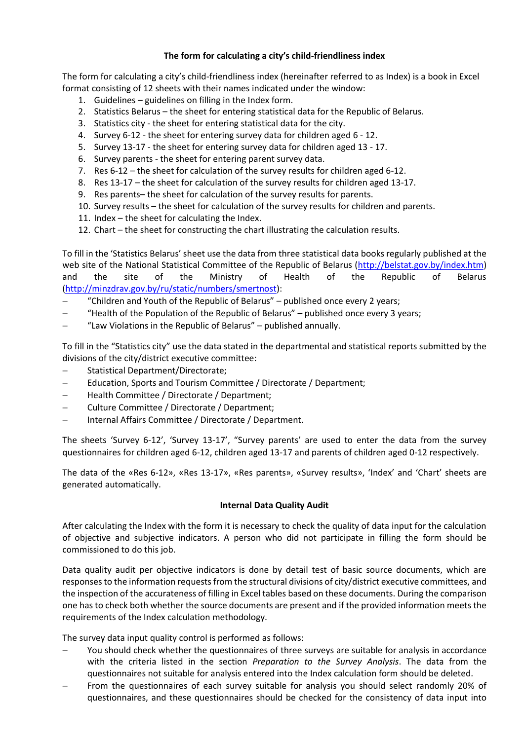### The form for calculating a city's child-friendliness index

The form for calculating a city's child-friendliness index (hereinafter referred to as Index) is a book in Excel format consisting of 12 sheets with their names indicated under the window:

1. Guidelines – guidelines on filling in the Index form.
2. Statistics Belarus – the sheet for entering statistical data for the Republic of Belarus.
3. Statistics city - the sheet for entering statistical data for the city.
4. Survey 6-12 - the sheet for entering survey data for children aged 6 - 12.
5. Survey 13-17 - the sheet for entering survey data for children aged 13 - 17.
6. Survey parents - the sheet for entering parent survey data.
7. Res 6-12 – the sheet for calculation of the survey results for children aged 6-12.
8. Res 13-17 – the sheet for calculation of the survey results for children aged 13-17.
9. Res parents– the sheet for calculation of the survey results for parents.
10. Survey results – the sheet for calculation of the survey results for children and parents.
11. Index – the sheet for calculating the Index.
12. Chart – the sheet for constructing the chart illustrating the calculation results.

To fill in the 'Statistics Belarus' sheet use the data from three statistical data books regularly published at the web site of the National Statistical Committee of the Republic of Belarus (http://belstat.gov.by/index.htm) and the site of the Ministry of Health of the Republic of Belarus (http://minzdrav.gov.by/ru/static/numbers/smertnost):

- "Children and Youth of the Republic of Belarus" – published once every 2 years;
- "Health of the Population of the Republic of Belarus" – published once every 3 years;
- "Law Violations in the Republic of Belarus" – published annually.

To fill in the "Statistics city" use the data stated in the departmental and statistical reports submitted by the divisions of the city/district executive committee:

- Statistical Department/Directorate;
- Education, Sports and Tourism Committee / Directorate / Department;
- Health Committee / Directorate / Department;
- Culture Committee / Directorate / Department;
- Internal Affairs Committee / Directorate / Department.

The sheets 'Survey 6-12', 'Survey 13-17', "Survey parents' are used to enter the data from the survey questionnaires for children aged 6-12, children aged 13-17 and parents of children aged 0-12 respectively.

The data of the «Res 6-12», «Res 13-17», «Res parents», «Survey results», 'Index' and 'Chart' sheets are generated automatically.

### Internal Data Quality Audit

After calculating the Index with the form it is necessary to check the quality of data input for the calculation of objective and subjective indicators. A person who did not participate in filling the form should be commissioned to do this job.

Data quality audit per objective indicators is done by detail test of basic source documents, which are responses to the information requests from the structural divisions of city/district executive committees, and the inspection of the accurateness of filling in Excel tables based on these documents. During the comparison one has to check both whether the source documents are present and if the provided information meets the requirements of the Index calculation methodology.

The survey data input quality control is performed as follows:

- You should check whether the questionnaires of three surveys are suitable for analysis in accordance with the criteria listed in the section *Preparation to the Survey Analysis*. The data from the questionnaires not suitable for analysis entered into the Index calculation form should be deleted.
- From the questionnaires of each survey suitable for analysis you should select randomly 20% of questionnaires, and these questionnaires should be checked for the consistency of data input into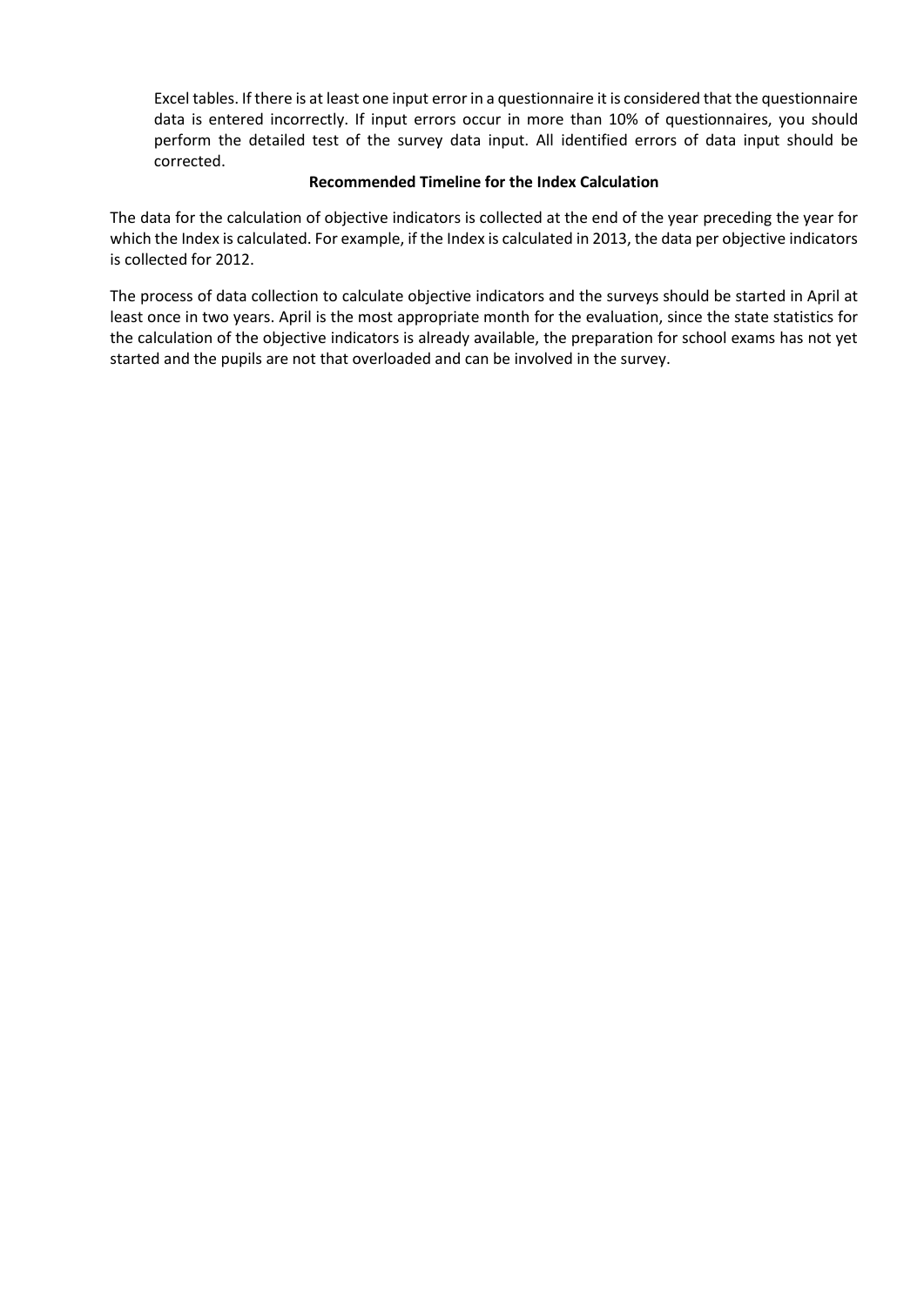Excel tables. If there is at least one input error in a questionnaire it is considered that the questionnaire data is entered incorrectly. If input errors occur in more than 10% of questionnaires, you should perform the detailed test of the survey data input. All identified errors of data input should be corrected.

**Recommended Timeline for the Index Calculation**

The data for the calculation of objective indicators is collected at the end of the year preceding the year for which the Index is calculated. For example, if the Index is calculated in 2013, the data per objective indicators is collected for 2012.

The process of data collection to calculate objective indicators and the surveys should be started in April at least once in two years. April is the most appropriate month for the evaluation, since the state statistics for the calculation of the objective indicators is already available, the preparation for school exams has not yet started and the pupils are not that overloaded and can be involved in the survey.